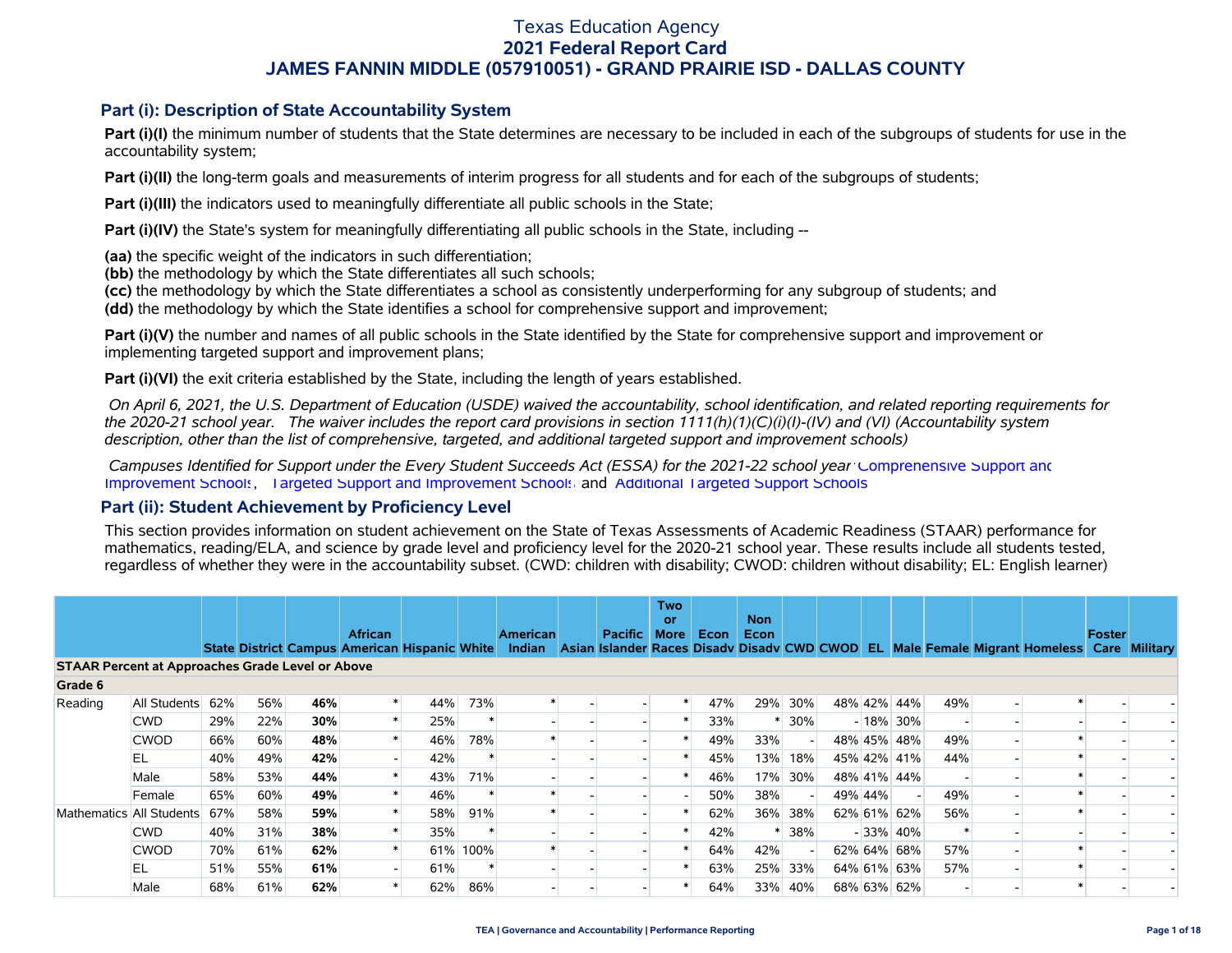# Texas Education Agency
## 2021 Federal Report Card
## JAMES FANNIN MIDDLE (057910051) - GRAND PRAIRIE ISD - DALLAS COUNTY

### Part (i): Description of State Accountability System

**Part (i)(I)** the minimum number of students that the State determines are necessary to be included in each of the subgroups of students for use in the accountability system;

**Part (i)(II)** the long-term goals and measurements of interim progress for all students and for each of the subgroups of students;

**Part (i)(III)** the indicators used to meaningfully differentiate all public schools in the State;

**Part (i)(IV)** the State's system for meaningfully differentiating all public schools in the State, including --

**(aa)** the specific weight of the indicators in such differentiation;
**(bb)** the methodology by which the State differentiates all such schools;
**(cc)** the methodology by which the State differentiates a school as consistently underperforming for any subgroup of students; and
**(dd)** the methodology by which the State identifies a school for comprehensive support and improvement;

**Part (i)(V)** the number and names of all public schools in the State identified by the State for comprehensive support and improvement or implementing targeted support and improvement plans;

**Part (i)(VI)** the exit criteria established by the State, including the length of years established.

*On April 6, 2021, the U.S. Department of Education (USDE) waived the accountability, school identification, and related reporting requirements for the 2020-21 school year. The waiver includes the report card provisions in section 1111(h)(1)(C)(i)(I)-(IV) and (VI) (Accountability system description, other than the list of comprehensive, targeted, and additional targeted support and improvement schools)*

*Campuses Identified for Support under the Every Student Succeeds Act (ESSA) for the 2021-22 school year:* Comprehensive Support and Improvement Schools, Targeted Support and Improvement Schools and Additional Targeted Support Schools

### Part (ii): Student Achievement by Proficiency Level

This section provides information on student achievement on the State of Texas Assessments of Academic Readiness (STAAR) performance for mathematics, reading/ELA, and science by grade level and proficiency level for the 2020-21 school year. These results include all students tested, regardless of whether they were in the accountability subset. (CWD: children with disability; CWOD: children without disability; EL: English learner)

| | | State | District | Campus | African American | Hispanic | White | American Indian | Asian | Pacific Islander | Two or More Races | Econ Disadv | Non Econ Disadv | CWD | CWOD | EL | Male | Female | Migrant | Homeless | Foster Care | Military |
|---|---|---|---|---|---|---|---|---|---|---|---|---|---|---|---|---|---|---|---|---|---|---|
| **STAAR Percent at Approaches Grade Level or Above** | | | | | | | | | | | | | | | | | | | | | | |
| **Grade 6** | | | | | | | | | | | | | | | | | | | | | | |
| Reading | All Students | 62% | 56% | **46%** | * | 44% | 73% | * | - | - | * | 47% | 29% | 30% | 48% | 42% | 44% | 49% | - | * | - | - |
| | CWD | 29% | 22% | **30%** | * | 25% | * | - | - | - | * | 33% | * | 30% | - | 18% | 30% | - | - | - | - | - |
| | CWOD | 66% | 60% | **48%** | * | 46% | 78% | * | - | - | * | 49% | 33% | - | 48% | 45% | 48% | 49% | - | * | - | - |
| | EL | 40% | 49% | **42%** | - | 42% | * | - | - | - | * | 45% | 13% | 18% | 45% | 42% | 41% | 44% | - | * | - | - |
| | Male | 58% | 53% | **44%** | * | 43% | 71% | - | - | - | * | 46% | 17% | 30% | 48% | 41% | 44% | - | - | * | - | - |
| | Female | 65% | 60% | **49%** | * | 46% | * | * | - | - | - | 50% | 38% | - | 49% | 44% | - | 49% | - | * | - | - |
| Mathematics | All Students | 67% | 58% | **59%** | * | 58% | 91% | * | - | - | * | 62% | 36% | 38% | 62% | 61% | 62% | 56% | - | * | - | - |
| | CWD | 40% | 31% | **38%** | * | 35% | * | - | - | - | * | 42% | * | 38% | - | 33% | 40% | * | - | - | - | - |
| | CWOD | 70% | 61% | **62%** | * | 61% | 100% | * | - | - | * | 64% | 42% | - | 62% | 64% | 68% | 57% | - | * | - | - |
| | EL | 51% | 55% | **61%** | - | 61% | * | - | - | - | * | 63% | 25% | 33% | 64% | 61% | 63% | 57% | - | * | - | - |
| | Male | 68% | 61% | **62%** | * | 62% | 86% | - | - | - | * | 64% | 33% | 40% | 68% | 63% | 62% | - | - | * | - | - |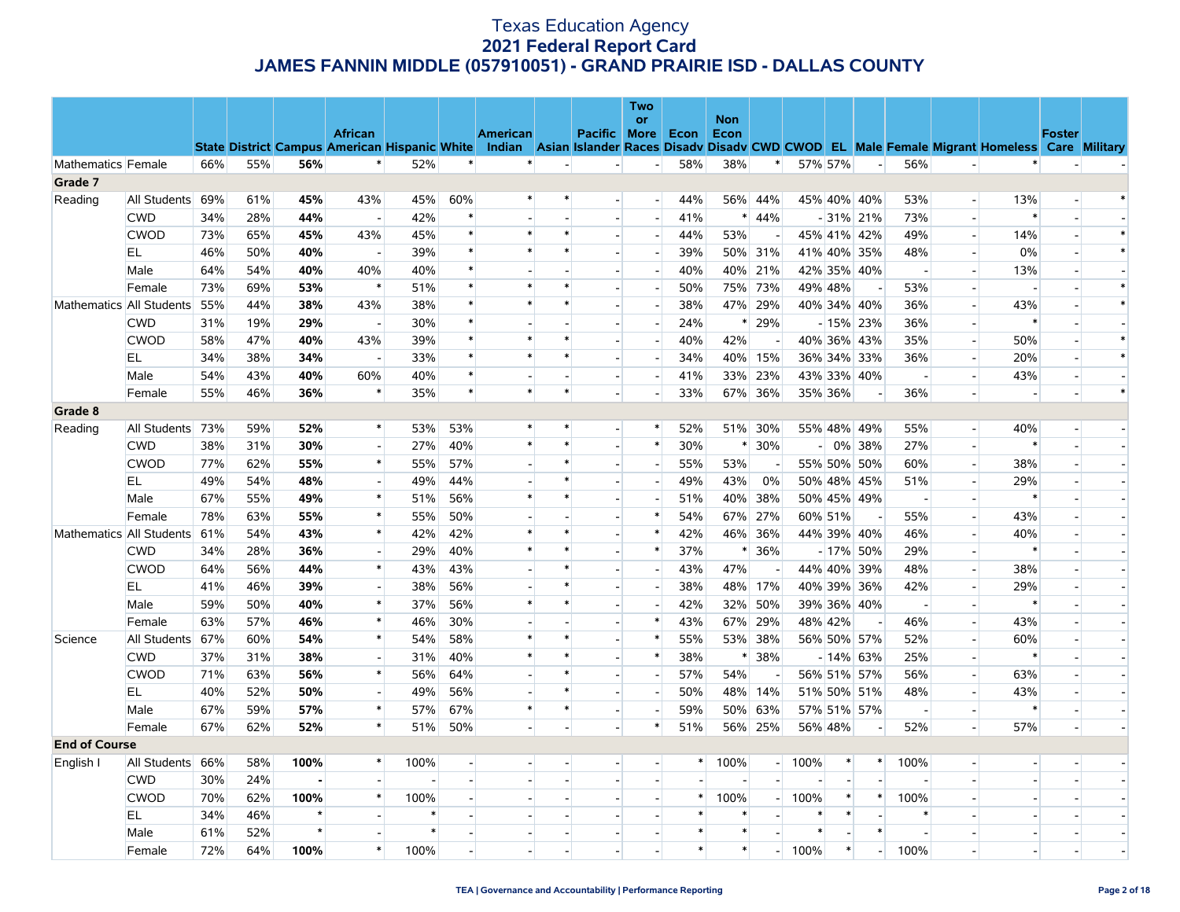# Texas Education Agency
## 2021 Federal Report Card
## JAMES FANNIN MIDDLE (057910051) - GRAND PRAIRIE ISD - DALLAS COUNTY

| | | State | District | Campus | African American | Hispanic | White | American Indian | Asian | Pacific Islander | Two or More Races | Econ Disadv | Non Econ Disadv | CWD | CWOD | EL | Male | Female | Migrant | Homeless | Foster Care | Military |
|---|---|---|---|---|---|---|---|---|---|---|---|---|---|---|---|---|---|---|---|---|---|---|
| Mathematics | Female | 66% | 55% | **56%** | * | 52% | * | * | - | - | - | 58% | 38% | * | 57% | 57% | - | 56% | - | * | - | - |
| **Grade 7** | | | | | | | | | | | | | | | | | | | | | | |
| Reading | All Students | 69% | 61% | **45%** | 43% | 45% | 60% | * | * | - | - | 44% | 56% | 44% | 45% | 40% | 40% | 53% | - | 13% | - | * |
| | CWD | 34% | 28% | **44%** | - | 42% | * | - | - | - | - | 41% | * | 44% | - | 31% | 21% | 73% | - | * | - | - |
| | CWOD | 73% | 65% | **45%** | 43% | 45% | * | * | * | - | - | 44% | 53% | - | 45% | 41% | 42% | 49% | - | 14% | - | * |
| | EL | 46% | 50% | **40%** | - | 39% | * | * | * | - | - | 39% | 50% | 31% | 41% | 40% | 35% | 48% | - | 0% | - | * |
| | Male | 64% | 54% | **40%** | 40% | 40% | * | - | - | - | - | 40% | 40% | 21% | 42% | 35% | 40% | - | - | 13% | - | - |
| | Female | 73% | 69% | **53%** | * | 51% | * | * | * | - | - | 50% | 75% | 73% | 49% | 48% | - | 53% | - | - | - | * |
| Mathematics | All Students | 55% | 44% | **38%** | 43% | 38% | * | * | * | - | - | 38% | 47% | 29% | 40% | 34% | 40% | 36% | - | 43% | - | * |
| | CWD | 31% | 19% | **29%** | - | 30% | * | - | - | - | - | 24% | * | 29% | - | 15% | 23% | 36% | - | * | - | - |
| | CWOD | 58% | 47% | **40%** | 43% | 39% | * | * | * | - | - | 40% | 42% | - | 40% | 36% | 43% | 35% | - | 50% | - | * |
| | EL | 34% | 38% | **34%** | - | 33% | * | * | * | - | - | 34% | 40% | 15% | 36% | 34% | 33% | 36% | - | 20% | - | * |
| | Male | 54% | 43% | **40%** | 60% | 40% | * | - | - | - | - | 41% | 33% | 23% | 43% | 33% | 40% | - | - | 43% | - | - |
| | Female | 55% | 46% | **36%** | * | 35% | * | * | * | - | - | 33% | 67% | 36% | 35% | 36% | - | 36% | - | - | - | * |
| **Grade 8** | | | | | | | | | | | | | | | | | | | | | | |
| Reading | All Students | 73% | 59% | **52%** | * | 53% | 53% | * | * | - | * | 52% | 51% | 30% | 55% | 48% | 49% | 55% | - | 40% | - | - |
| | CWD | 38% | 31% | **30%** | - | 27% | 40% | * | * | - | * | 30% | * | 30% | - | 0% | 38% | 27% | - | * | - | - |
| | CWOD | 77% | 62% | **55%** | * | 55% | 57% | - | * | - | - | 55% | 53% | - | 55% | 50% | 50% | 60% | - | 38% | - | - |
| | EL | 49% | 54% | **48%** | - | 49% | 44% | - | * | - | - | 49% | 43% | 0% | 50% | 48% | 45% | 51% | - | 29% | - | - |
| | Male | 67% | 55% | **49%** | * | 51% | 56% | * | * | - | - | 51% | 40% | 38% | 50% | 45% | 49% | - | - | * | - | - |
| | Female | 78% | 63% | **55%** | * | 55% | 50% | - | - | - | * | 54% | 67% | 27% | 60% | 51% | - | 55% | - | 43% | - | - |
| Mathematics | All Students | 61% | 54% | **43%** | * | 42% | 42% | * | * | - | * | 42% | 46% | 36% | 44% | 39% | 40% | 46% | - | 40% | - | - |
| | CWD | 34% | 28% | **36%** | - | 29% | 40% | * | * | - | * | 37% | * | 36% | - | 17% | 50% | 29% | - | * | - | - |
| | CWOD | 64% | 56% | **44%** | * | 43% | 43% | - | * | - | - | 43% | 47% | - | 44% | 40% | 39% | 48% | - | 38% | - | - |
| | EL | 41% | 46% | **39%** | - | 38% | 56% | - | * | - | - | 38% | 48% | 17% | 40% | 39% | 36% | 42% | - | 29% | - | - |
| | Male | 59% | 50% | **40%** | * | 37% | 56% | * | * | - | - | 42% | 32% | 50% | 39% | 36% | 40% | - | - | * | - | - |
| | Female | 63% | 57% | **46%** | * | 46% | 30% | - | - | - | * | 43% | 67% | 29% | 48% | 42% | - | 46% | - | 43% | - | - |
| Science | All Students | 67% | 60% | **54%** | * | 54% | 58% | * | * | - | * | 55% | 53% | 38% | 56% | 50% | 57% | 52% | - | 60% | - | - |
| | CWD | 37% | 31% | **38%** | - | 31% | 40% | * | * | - | * | 38% | * | 38% | - | 14% | 63% | 25% | - | * | - | - |
| | CWOD | 71% | 63% | **56%** | * | 56% | 64% | - | * | - | - | 57% | 54% | - | 56% | 51% | 57% | 56% | - | 63% | - | - |
| | EL | 40% | 52% | **50%** | - | 49% | 56% | - | * | - | - | 50% | 48% | 14% | 51% | 50% | 51% | 48% | - | 43% | - | - |
| | Male | 67% | 59% | **57%** | * | 57% | 67% | * | * | - | - | 59% | 50% | 63% | 57% | 51% | 57% | - | - | * | - | - |
| | Female | 67% | 62% | **52%** | * | 51% | 50% | - | - | - | * | 51% | 56% | 25% | 56% | 48% | - | 52% | - | 57% | - | - |
| **End of Course** | | | | | | | | | | | | | | | | | | | | | | |
| English I | All Students | 66% | 58% | **100%** | * | 100% | - | - | - | - | - | * | 100% | - | 100% | * | * | 100% | - | - | - | - |
| | CWD | 30% | 24% | **-** | - | - | - | - | - | - | - | - | - | - | - | - | - | - | - | - | - | - |
| | CWOD | 70% | 62% | **100%** | * | 100% | - | - | - | - | - | * | 100% | - | 100% | * | * | 100% | - | - | - | - |
| | EL | 34% | 46% | * | - | * | - | - | - | - | - | * | * | - | * | * | - | * | - | - | - | - |
| | Male | 61% | 52% | * | - | * | - | - | - | - | - | * | * | - | * | - | * | - | - | - | - | - |
| | Female | 72% | 64% | **100%** | * | 100% | - | - | - | - | - | * | * | - | 100% | * | - | 100% | - | - | - | - |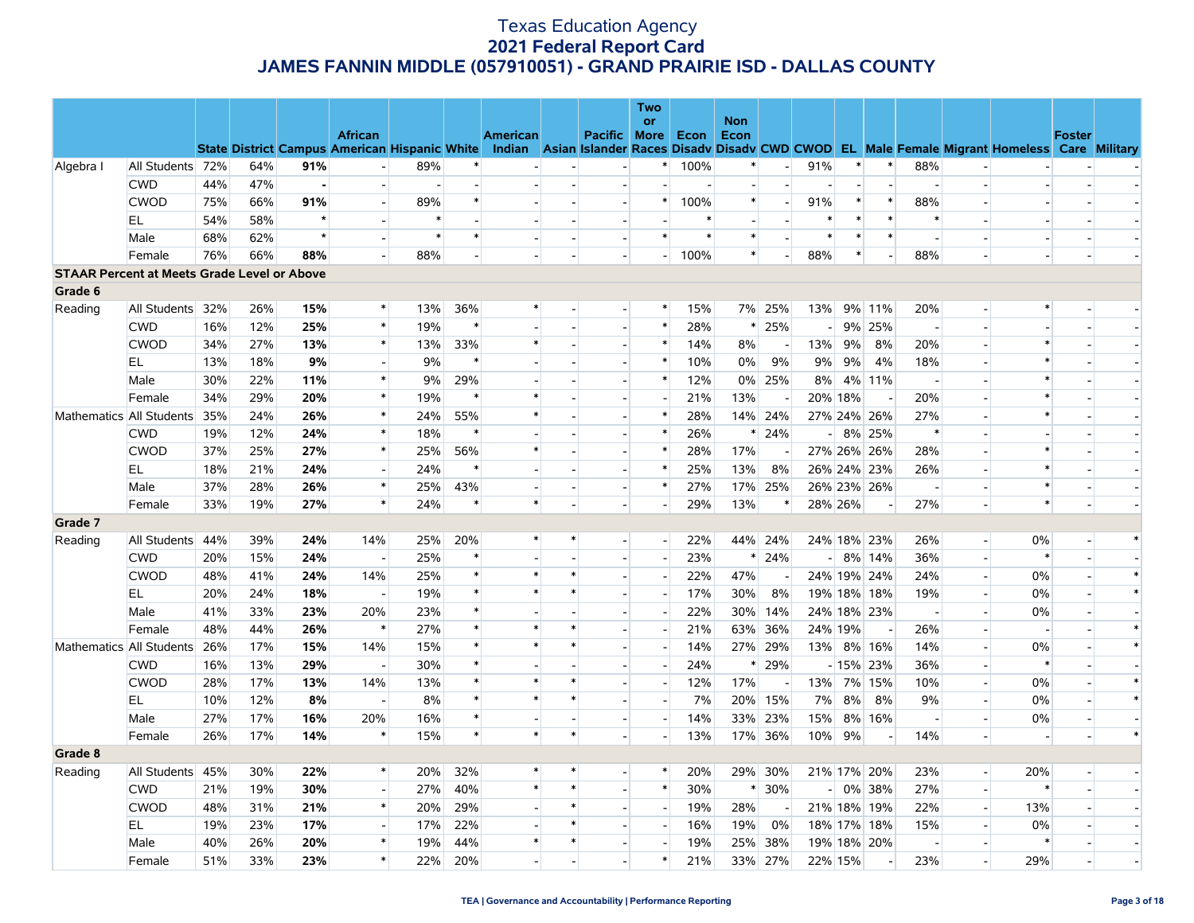# Texas Education Agency
## 2021 Federal Report Card
## JAMES FANNIN MIDDLE (057910051) - GRAND PRAIRIE ISD - DALLAS COUNTY

| | | State | District | Campus | African American | Hispanic | White | American Indian | Asian | Pacific Islander | Two or More Races | Econ Disadv | Non Econ Disadv | CWD | CWOD | EL | Male | Female | Migrant | Homeless | Foster Care | Military |
|---|---|---|---|---|---|---|---|---|---|---|---|---|---|---|---|---|---|---|---|---|---|---|
| Algebra I | All Students | 72% | 64% | **91%** | - | 89% | * | - | - | - | * | 100% | * | - | 91% | * | * | 88% | - | - | - | - |
| | CWD | 44% | 47% | **-** | - | - | - | - | - | - | - | - | - | - | - | - | - | - | - | - | - | - |
| | CWOD | 75% | 66% | **91%** | - | 89% | * | - | - | - | * | 100% | * | - | 91% | * | * | 88% | - | - | - | - |
| | EL | 54% | 58% | * | - | * | - | - | - | - | - | * | - | - | * | * | * | * | - | - | - | - |
| | Male | 68% | 62% | * | - | * | * | - | - | - | * | * | * | - | * | * | * | - | - | - | - | - |
| | Female | 76% | 66% | **88%** | - | 88% | - | - | - | - | - | 100% | * | - | 88% | * | - | 88% | - | - | - | - |
| **STAAR Percent at Meets Grade Level or Above** | | | | | | | | | | | | | | | | | | | | | | |
| **Grade 6** | | | | | | | | | | | | | | | | | | | | | | |
| Reading | All Students | 32% | 26% | **15%** | * | 13% | 36% | * | - | - | * | 15% | 7% | 25% | 13% | 9% | 11% | 20% | - | * | - | - |
| | CWD | 16% | 12% | **25%** | * | 19% | * | - | - | - | * | 28% | * | 25% | - | 9% | 25% | - | - | - | - | - |
| | CWOD | 34% | 27% | **13%** | * | 13% | 33% | * | - | - | * | 14% | 8% | - | 13% | 9% | 8% | 20% | - | * | - | - |
| | EL | 13% | 18% | **9%** | - | 9% | * | - | - | - | * | 10% | 0% | 9% | 9% | 9% | 4% | 18% | - | * | - | - |
| | Male | 30% | 22% | **11%** | * | 9% | 29% | - | - | - | * | 12% | 0% | 25% | 8% | 4% | 11% | - | - | * | - | - |
| | Female | 34% | 29% | **20%** | * | 19% | * | * | - | - | - | 21% | 13% | - | 20% | 18% | - | 20% | - | * | - | - |
| Mathematics | All Students | 35% | 24% | **26%** | * | 24% | 55% | * | - | - | * | 28% | 14% | 24% | 27% | 24% | 26% | 27% | - | * | - | - |
| | CWD | 19% | 12% | **24%** | * | 18% | * | - | - | - | * | 26% | * | 24% | - | 8% | 25% | * | - | - | - | - |
| | CWOD | 37% | 25% | **27%** | * | 25% | 56% | * | - | - | * | 28% | 17% | - | 27% | 26% | 26% | 28% | - | * | - | - |
| | EL | 18% | 21% | **24%** | - | 24% | * | - | - | - | * | 25% | 13% | 8% | 26% | 24% | 23% | 26% | - | * | - | - |
| | Male | 37% | 28% | **26%** | * | 25% | 43% | - | - | - | * | 27% | 17% | 25% | 26% | 23% | 26% | - | - | * | - | - |
| | Female | 33% | 19% | **27%** | * | 24% | * | * | - | - | - | 29% | 13% | * | 28% | 26% | - | 27% | - | * | - | - |
| **Grade 7** | | | | | | | | | | | | | | | | | | | | | | |
| Reading | All Students | 44% | 39% | **24%** | 14% | 25% | 20% | * | * | - | - | 22% | 44% | 24% | 24% | 18% | 23% | 26% | - | 0% | - | * |
| | CWD | 20% | 15% | **24%** | - | 25% | * | - | - | - | - | 23% | * | 24% | - | 8% | 14% | 36% | - | * | - | - |
| | CWOD | 48% | 41% | **24%** | 14% | 25% | * | * | * | - | - | 22% | 47% | - | 24% | 19% | 24% | 24% | - | 0% | - | * |
| | EL | 20% | 24% | **18%** | - | 19% | * | * | * | - | - | 17% | 30% | 8% | 19% | 18% | 18% | 19% | - | 0% | - | * |
| | Male | 41% | 33% | **23%** | 20% | 23% | * | - | - | - | - | 22% | 30% | 14% | 24% | 18% | 23% | - | - | 0% | - | - |
| | Female | 48% | 44% | **26%** | * | 27% | * | * | * | - | - | 21% | 63% | 36% | 24% | 19% | - | 26% | - | - | - | * |
| Mathematics | All Students | 26% | 17% | **15%** | 14% | 15% | * | * | * | - | - | 14% | 27% | 29% | 13% | 8% | 16% | 14% | - | 0% | - | * |
| | CWD | 16% | 13% | **29%** | - | 30% | * | - | - | - | - | 24% | * | 29% | - | 15% | 23% | 36% | - | * | - | - |
| | CWOD | 28% | 17% | **13%** | 14% | 13% | * | * | * | - | - | 12% | 17% | - | 13% | 7% | 15% | 10% | - | 0% | - | * |
| | EL | 10% | 12% | **8%** | - | 8% | * | * | * | - | - | 7% | 20% | 15% | 7% | 8% | 8% | 9% | - | 0% | - | * |
| | Male | 27% | 17% | **16%** | 20% | 16% | * | - | - | - | - | 14% | 33% | 23% | 15% | 8% | 16% | - | - | 0% | - | - |
| | Female | 26% | 17% | **14%** | * | 15% | * | * | * | - | - | 13% | 17% | 36% | 10% | 9% | - | 14% | - | - | - | * |
| **Grade 8** | | | | | | | | | | | | | | | | | | | | | | |
| Reading | All Students | 45% | 30% | **22%** | * | 20% | 32% | * | * | - | * | 20% | 29% | 30% | 21% | 17% | 20% | 23% | - | 20% | - | - |
| | CWD | 21% | 19% | **30%** | - | 27% | 40% | * | * | - | * | 30% | * | 30% | - | 0% | 38% | 27% | - | * | - | - |
| | CWOD | 48% | 31% | **21%** | * | 20% | 29% | - | * | - | - | 19% | 28% | - | 21% | 18% | 19% | 22% | - | 13% | - | - |
| | EL | 19% | 23% | **17%** | - | 17% | 22% | - | * | - | - | 16% | 19% | 0% | 18% | 17% | 18% | 15% | - | 0% | - | - |
| | Male | 40% | 26% | **20%** | * | 19% | 44% | * | * | - | - | 19% | 25% | 38% | 19% | 18% | 20% | - | - | * | - | - |
| | Female | 51% | 33% | **23%** | * | 22% | 20% | - | - | - | * | 21% | 33% | 27% | 22% | 15% | - | 23% | - | 29% | - | - |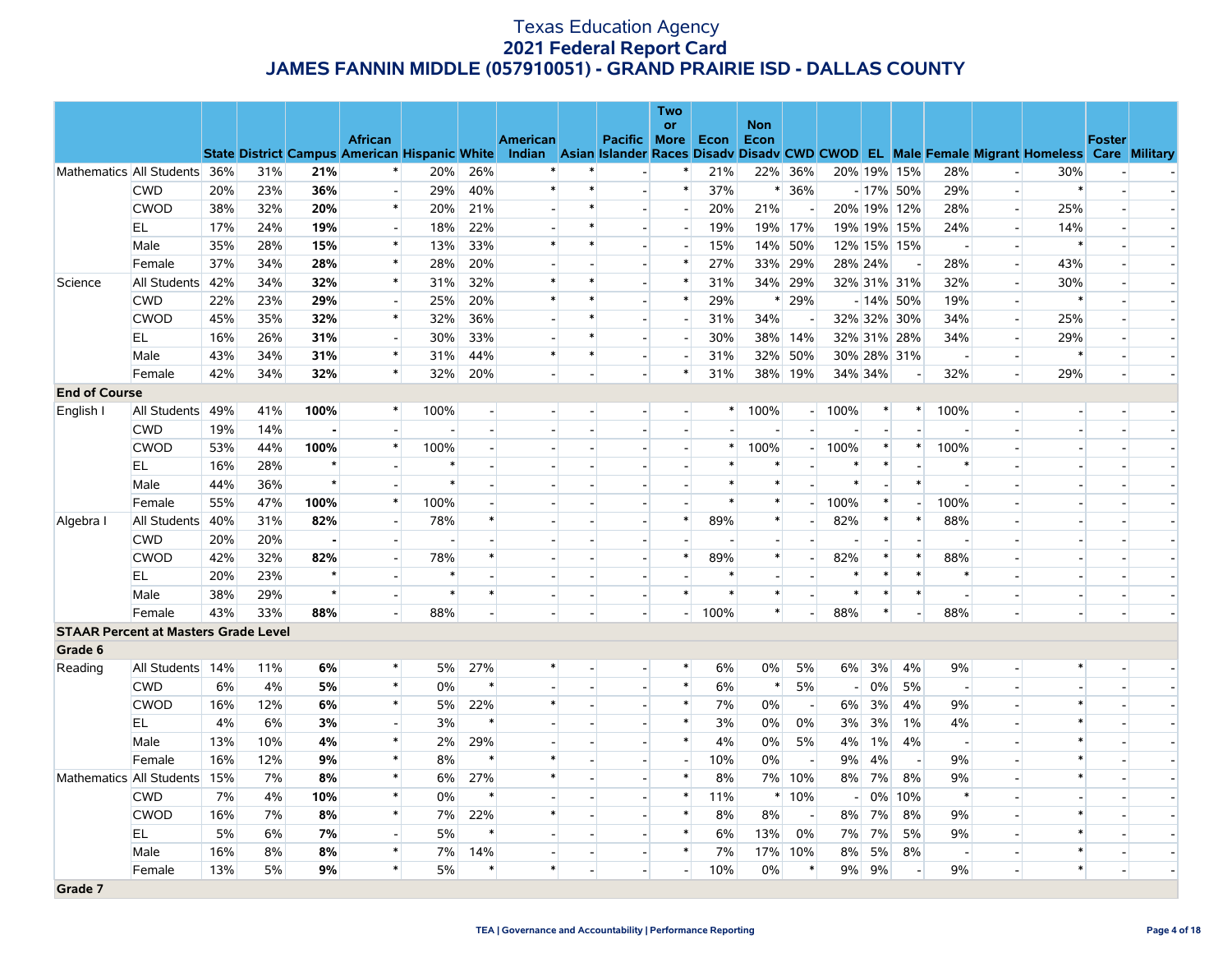# Texas Education Agency
## 2021 Federal Report Card
## JAMES FANNIN MIDDLE (057910051) - GRAND PRAIRIE ISD - DALLAS COUNTY

| | | State | District | Campus | African American | Hispanic | White | American Indian | Asian | Pacific Islander | Two or More Races | Econ Disadv | Non Econ Disadv | CWD | CWOD | EL | Male | Female | Migrant | Homeless | Foster Care | Military |
|---|---|---|---|---|---|---|---|---|---|---|---|---|---|---|---|---|---|---|---|---|---|---|
| Mathematics | All Students | 36% | 31% | **21%** | * | 20% | 26% | * | * | - | * | 21% | 22% | 36% | 20% | 19% | 15% | 28% | - | 30% | - | - |
| | CWD | 20% | 23% | **36%** | - | 29% | 40% | * | * | - | * | 37% | * | 36% | - | 17% | 50% | 29% | - | * | - | - |
| | CWOD | 38% | 32% | **20%** | * | 20% | 21% | - | * | - | - | 20% | 21% | - | 20% | 19% | 12% | 28% | - | 25% | - | - |
| | EL | 17% | 24% | **19%** | - | 18% | 22% | - | * | - | - | 19% | 19% | 17% | 19% | 19% | 15% | 24% | - | 14% | - | - |
| | Male | 35% | 28% | **15%** | * | 13% | 33% | * | * | - | - | 15% | 14% | 50% | 12% | 15% | 15% | - | - | * | - | - |
| | Female | 37% | 34% | **28%** | * | 28% | 20% | - | - | - | * | 27% | 33% | 29% | 28% | 24% | - | 28% | - | 43% | - | - |
| Science | All Students | 42% | 34% | **32%** | * | 31% | 32% | * | * | - | * | 31% | 34% | 29% | 32% | 31% | 31% | 32% | - | 30% | - | - |
| | CWD | 22% | 23% | **29%** | - | 25% | 20% | * | * | - | * | 29% | * | 29% | - | 14% | 50% | 19% | - | * | - | - |
| | CWOD | 45% | 35% | **32%** | * | 32% | 36% | - | * | - | - | 31% | 34% | - | 32% | 32% | 30% | 34% | - | 25% | - | - |
| | EL | 16% | 26% | **31%** | - | 30% | 33% | - | * | - | - | 30% | 38% | 14% | 32% | 31% | 28% | 34% | - | 29% | - | - |
| | Male | 43% | 34% | **31%** | * | 31% | 44% | * | * | - | - | 31% | 32% | 50% | 30% | 28% | 31% | - | - | * | - | - |
| | Female | 42% | 34% | **32%** | * | 32% | 20% | - | - | - | * | 31% | 38% | 19% | 34% | 34% | - | 32% | - | 29% | - | - |
| **End of Course** | | | | | | | | | | | | | | | | | | | | | | |
| English I | All Students | 49% | 41% | **100%** | * | 100% | - | - | - | - | - | * | 100% | - | 100% | * | * | 100% | - | - | - | - |
| | CWD | 19% | 14% | **-** | - | - | - | - | - | - | - | - | - | - | - | - | - | - | - | - | - | - |
| | CWOD | 53% | 44% | **100%** | * | 100% | - | - | - | - | - | * | 100% | - | 100% | * | * | 100% | - | - | - | - |
| | EL | 16% | 28% | * | - | * | - | - | - | - | - | * | * | - | * | * | - | * | - | - | - | - |
| | Male | 44% | 36% | * | - | * | - | - | - | - | - | * | * | - | * | - | * | - | - | - | - | - |
| | Female | 55% | 47% | **100%** | * | 100% | - | - | - | - | - | * | * | - | 100% | * | - | 100% | - | - | - | - |
| Algebra I | All Students | 40% | 31% | **82%** | - | 78% | * | - | - | - | * | 89% | * | - | 82% | * | * | 88% | - | - | - | - |
| | CWD | 20% | 20% | **-** | - | - | - | - | - | - | - | - | - | - | - | - | - | - | - | - | - | - |
| | CWOD | 42% | 32% | **82%** | - | 78% | * | - | - | - | * | 89% | * | - | 82% | * | * | 88% | - | - | - | - |
| | EL | 20% | 23% | * | - | * | - | - | - | - | - | * | - | - | * | * | * | * | - | - | - | - |
| | Male | 38% | 29% | * | - | * | * | - | - | - | * | * | * | - | * | * | * | - | - | - | - | - |
| | Female | 43% | 33% | **88%** | - | 88% | - | - | - | - | - | 100% | * | - | 88% | * | - | 88% | - | - | - | - |
| **STAAR Percent at Masters Grade Level** | | | | | | | | | | | | | | | | | | | | | | |
| **Grade 6** | | | | | | | | | | | | | | | | | | | | | | |
| Reading | All Students | 14% | 11% | **6%** | * | 5% | 27% | * | - | - | * | 6% | 0% | 5% | 6% | 3% | 4% | 9% | - | * | - | - |
| | CWD | 6% | 4% | **5%** | * | 0% | * | - | - | - | * | 6% | * | 5% | - | 0% | 5% | - | - | - | - | - |
| | CWOD | 16% | 12% | **6%** | * | 5% | 22% | * | - | - | * | 7% | 0% | - | 6% | 3% | 4% | 9% | - | * | - | - |
| | EL | 4% | 6% | **3%** | - | 3% | * | - | - | - | * | 3% | 0% | 0% | 3% | 3% | 1% | 4% | - | * | - | - |
| | Male | 13% | 10% | **4%** | * | 2% | 29% | - | - | - | * | 4% | 0% | 5% | 4% | 1% | 4% | - | - | * | - | - |
| | Female | 16% | 12% | **9%** | * | 8% | * | * | - | - | - | 10% | 0% | - | 9% | 4% | - | 9% | - | * | - | - |
| Mathematics | All Students | 15% | 7% | **8%** | * | 6% | 27% | * | - | - | * | 8% | 7% | 10% | 8% | 7% | 8% | 9% | - | * | - | - |
| | CWD | 7% | 4% | **10%** | * | 0% | * | - | - | - | * | 11% | * | 10% | - | 0% | 10% | * | - | - | - | - |
| | CWOD | 16% | 7% | **8%** | * | 7% | 22% | * | - | - | * | 8% | 8% | - | 8% | 7% | 8% | 9% | - | * | - | - |
| | EL | 5% | 6% | **7%** | - | 5% | * | - | - | - | * | 6% | 13% | 0% | 7% | 7% | 5% | 9% | - | * | - | - |
| | Male | 16% | 8% | **8%** | * | 7% | 14% | - | - | - | * | 7% | 17% | 10% | 8% | 5% | 8% | - | - | * | - | - |
| | Female | 13% | 5% | **9%** | * | 5% | * | * | - | - | - | 10% | 0% | * | 9% | 9% | - | 9% | - | * | - | - |
| **Grade 7** | | | | | | | | | | | | | | | | | | | | | | |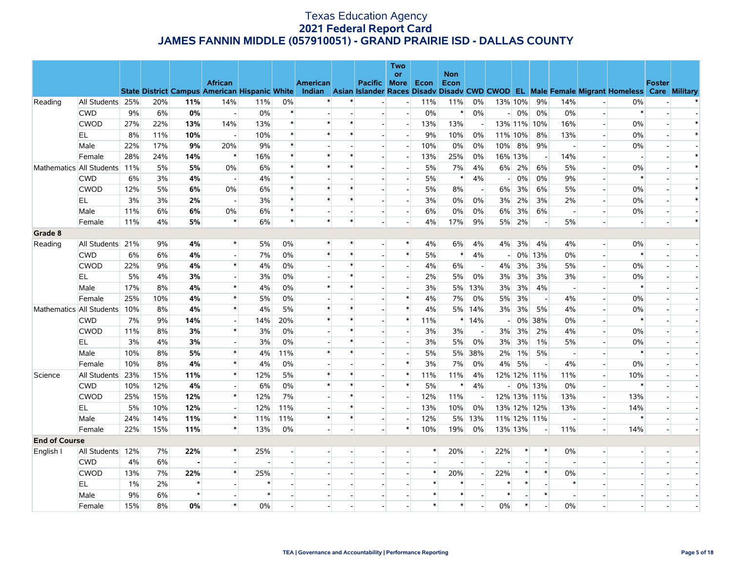# Texas Education Agency
## 2021 Federal Report Card
## JAMES FANNIN MIDDLE (057910051) - GRAND PRAIRIE ISD - DALLAS COUNTY

| | | State | District | Campus | African American | Hispanic | White | American Indian | Asian | Pacific Islander | Two or More Races | Econ Disadv | Non Econ Disadv | CWD | CWOD | EL | Male | Female | Migrant | Homeless | Foster Care | Military |
|---|---|---|---|---|---|---|---|---|---|---|---|---|---|---|---|---|---|---|---|---|---|---|
| Reading | All Students | 25% | 20% | **11%** | 14% | 11% | 0% | * | * | - | - | 11% | 11% | 0% | 13% | 10% | 9% | 14% | - | 0% | - | * |
| | CWD | 9% | 6% | **0%** | - | 0% | * | - | - | - | - | 0% | * | 0% | - | 0% | 0% | 0% | - | * | - | - |
| | CWOD | 27% | 22% | **13%** | 14% | 13% | * | * | * | - | - | 13% | 13% | - | 13% | 11% | 10% | 16% | - | 0% | - | * |
| | EL | 8% | 11% | **10%** | - | 10% | * | * | * | - | - | 9% | 10% | 0% | 11% | 10% | 8% | 13% | - | 0% | - | * |
| | Male | 22% | 17% | **9%** | 20% | 9% | * | - | - | - | - | 10% | 0% | 0% | 10% | 8% | 9% | - | - | 0% | - | - |
| | Female | 28% | 24% | **14%** | * | 16% | * | * | * | - | - | 13% | 25% | 0% | 16% | 13% | - | 14% | - | - | - | * |
| Mathematics | All Students | 11% | 5% | **5%** | 0% | 6% | * | * | * | - | - | 5% | 7% | 4% | 6% | 2% | 6% | 5% | - | 0% | - | * |
| | CWD | 6% | 3% | **4%** | - | 4% | * | - | - | - | - | 5% | * | 4% | - | 0% | 0% | 9% | - | * | - | - |
| | CWOD | 12% | 5% | **6%** | 0% | 6% | * | * | * | - | - | 5% | 8% | - | 6% | 3% | 6% | 5% | - | 0% | - | * |
| | EL | 3% | 3% | **2%** | - | 3% | * | * | * | - | - | 3% | 0% | 0% | 3% | 2% | 3% | 2% | - | 0% | - | * |
| | Male | 11% | 6% | **6%** | 0% | 6% | * | - | - | - | - | 6% | 0% | 0% | 6% | 3% | 6% | - | - | 0% | - | - |
| | Female | 11% | 4% | **5%** | * | 6% | * | * | * | - | - | 4% | 17% | 9% | 5% | 2% | - | 5% | - | - | - | * |
| **Grade 8** | | | | | | | | | | | | | | | | | | | | | | |
| Reading | All Students | 21% | 9% | **4%** | * | 5% | 0% | * | * | - | * | 4% | 6% | 4% | 4% | 3% | 4% | 4% | - | 0% | - | - |
| | CWD | 6% | 6% | **4%** | - | 7% | 0% | * | * | - | * | 5% | * | 4% | - | 0% | 13% | 0% | - | * | - | - |
| | CWOD | 22% | 9% | **4%** | * | 4% | 0% | - | * | - | - | 4% | 6% | - | 4% | 3% | 3% | 5% | - | 0% | - | - |
| | EL | 5% | 4% | **3%** | - | 3% | 0% | - | * | - | - | 2% | 5% | 0% | 3% | 3% | 3% | 3% | - | 0% | - | - |
| | Male | 17% | 8% | **4%** | * | 4% | 0% | * | * | - | - | 3% | 5% | 13% | 3% | 3% | 4% | - | - | * | - | - |
| | Female | 25% | 10% | **4%** | * | 5% | 0% | - | - | - | * | 4% | 7% | 0% | 5% | 3% | - | 4% | - | 0% | - | - |
| Mathematics | All Students | 10% | 8% | **4%** | * | 4% | 5% | * | * | - | * | 4% | 5% | 14% | 3% | 3% | 5% | 4% | - | 0% | - | - |
| | CWD | 7% | 9% | **14%** | - | 14% | 20% | * | * | - | * | 11% | * | 14% | - | 0% | 38% | 0% | - | * | - | - |
| | CWOD | 11% | 8% | **3%** | * | 3% | 0% | - | * | - | - | 3% | 3% | - | 3% | 3% | 2% | 4% | - | 0% | - | - |
| | EL | 3% | 4% | **3%** | - | 3% | 0% | - | * | - | - | 3% | 5% | 0% | 3% | 3% | 1% | 5% | - | 0% | - | - |
| | Male | 10% | 8% | **5%** | * | 4% | 11% | * | * | - | - | 5% | 5% | 38% | 2% | 1% | 5% | - | - | * | - | - |
| | Female | 10% | 8% | **4%** | * | 4% | 0% | - | - | - | * | 3% | 7% | 0% | 4% | 5% | - | 4% | - | 0% | - | - |
| Science | All Students | 23% | 15% | **11%** | * | 12% | 5% | * | * | - | * | 11% | 11% | 4% | 12% | 12% | 11% | 11% | - | 10% | - | - |
| | CWD | 10% | 12% | **4%** | - | 6% | 0% | * | * | - | * | 5% | * | 4% | - | 0% | 13% | 0% | - | * | - | - |
| | CWOD | 25% | 15% | **12%** | * | 12% | 7% | - | * | - | - | 12% | 11% | - | 12% | 13% | 11% | 13% | - | 13% | - | - |
| | EL | 5% | 10% | **12%** | - | 12% | 11% | - | * | - | - | 13% | 10% | 0% | 13% | 12% | 12% | 13% | - | 14% | - | - |
| | Male | 24% | 14% | **11%** | * | 11% | 11% | * | * | - | - | 12% | 5% | 13% | 11% | 12% | 11% | - | - | * | - | - |
| | Female | 22% | 15% | **11%** | * | 13% | 0% | - | - | - | * | 10% | 19% | 0% | 13% | 13% | - | 11% | - | 14% | - | - |
| **End of Course** | | | | | | | | | | | | | | | | | | | | | | |
| English I | All Students | 12% | 7% | **22%** | * | 25% | - | - | - | - | - | * | 20% | - | 22% | * | * | 0% | - | - | - | - |
| | CWD | 4% | 6% | **-** | - | - | - | - | - | - | - | - | - | - | - | - | - | - | - | - | - | - |
| | CWOD | 13% | 7% | **22%** | * | 25% | - | - | - | - | - | * | 20% | - | 22% | * | * | 0% | - | - | - | - |
| | EL | 1% | 2% | ***** | - | * | - | - | - | - | - | * | * | - | * | * | - | * | - | - | - | - |
| | Male | 9% | 6% | ***** | - | * | - | - | - | - | - | * | * | - | * | - | * | - | - | - | - | - |
| | Female | 15% | 8% | **0%** | * | 0% | - | - | - | - | - | * | * | - | 0% | * | - | 0% | - | - | - | - |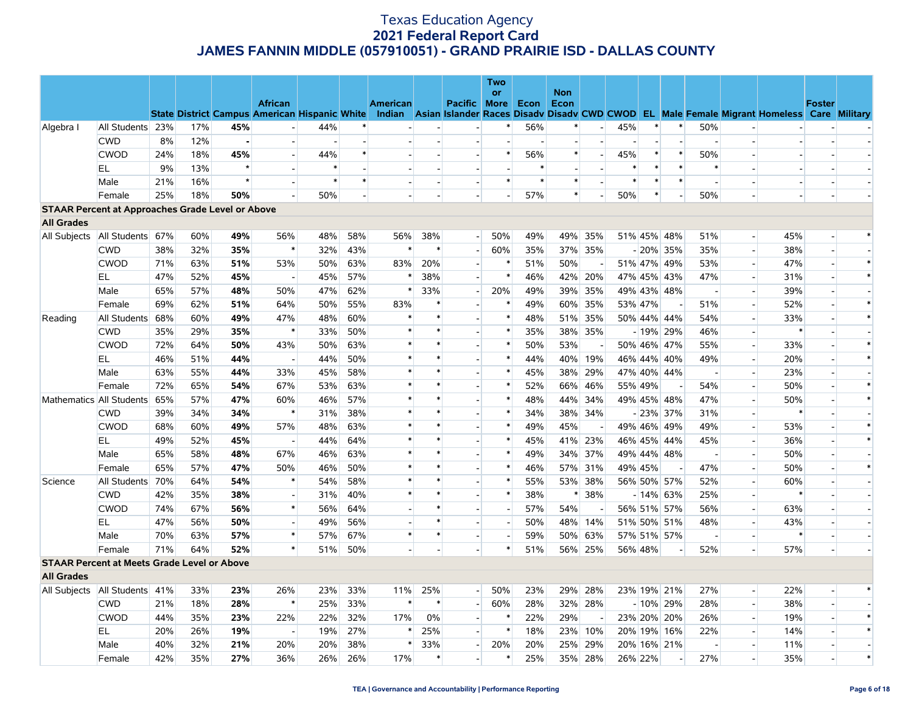# Texas Education Agency
## 2021 Federal Report Card
## JAMES FANNIN MIDDLE (057910051) - GRAND PRAIRIE ISD - DALLAS COUNTY

| | | State | District | Campus | African American | Hispanic | White | American Indian | Asian | Pacific Islander | Two or More Races | Econ Disadv | Non Econ Disadv | CWD | CWOD | EL | Male | Female | Migrant | Homeless | Foster Care | Military |
|---|---|---|---|---|---|---|---|---|---|---|---|---|---|---|---|---|---|---|---|---|---|---|
| Algebra I | All Students | 23% | 17% | **45%** | - | 44% | * | - | - | - | * | 56% | * | - | 45% | * | * | 50% | - | - | - | - |
| | CWD | 8% | 12% | **-** | - | - | - | - | - | - | - | - | - | - | - | - | - | - | - | - | - | - |
| | CWOD | 24% | 18% | **45%** | - | 44% | * | - | - | - | * | 56% | * | - | 45% | * | * | 50% | - | - | - | - |
| | EL | 9% | 13% | ***** | - | * | - | - | - | - | - | * | - | - | * | * | * | * | - | - | - | - |
| | Male | 21% | 16% | ***** | - | * | * | - | - | - | * | * | * | - | * | * | * | - | - | - | - | - |
| | Female | 25% | 18% | **50%** | - | 50% | - | - | - | - | - | 57% | * | - | 50% | * | - | 50% | - | - | - | - |
| **STAAR Percent at Approaches Grade Level or Above** | | | | | | | | | | | | | | | | | | | | | | |
| **All Grades** | | | | | | | | | | | | | | | | | | | | | | |
| All Subjects | All Students | 67% | 60% | **49%** | 56% | 48% | 58% | 56% | 38% | - | 50% | 49% | 49% | 35% | 51% | 45% | 48% | 51% | - | 45% | - | * |
| | CWD | 38% | 32% | **35%** | * | 32% | 43% | * | * | - | 60% | 35% | 37% | 35% | - | 20% | 35% | 35% | - | 38% | - | - |
| | CWOD | 71% | 63% | **51%** | 53% | 50% | 63% | 83% | 20% | - | * | 51% | 50% | - | 51% | 47% | 49% | 53% | - | 47% | - | * |
| | EL | 47% | 52% | **45%** | - | 45% | 57% | * | 38% | - | * | 46% | 42% | 20% | 47% | 45% | 43% | 47% | - | 31% | - | * |
| | Male | 65% | 57% | **48%** | 50% | 47% | 62% | * | 33% | - | 20% | 49% | 39% | 35% | 49% | 43% | 48% | - | - | 39% | - | - |
| | Female | 69% | 62% | **51%** | 64% | 50% | 55% | 83% | * | - | * | 49% | 60% | 35% | 53% | 47% | - | 51% | - | 52% | - | * |
| Reading | All Students | 68% | 60% | **49%** | 47% | 48% | 60% | * | * | - | * | 48% | 51% | 35% | 50% | 44% | 44% | 54% | - | 33% | - | * |
| | CWD | 35% | 29% | **35%** | * | 33% | 50% | * | * | - | * | 35% | 38% | 35% | - | 19% | 29% | 46% | - | * | - | - |
| | CWOD | 72% | 64% | **50%** | 43% | 50% | 63% | * | * | - | * | 50% | 53% | - | 50% | 46% | 47% | 55% | - | 33% | - | * |
| | EL | 46% | 51% | **44%** | - | 44% | 50% | * | * | - | * | 44% | 40% | 19% | 46% | 44% | 40% | 49% | - | 20% | - | * |
| | Male | 63% | 55% | **44%** | 33% | 45% | 58% | * | * | - | * | 45% | 38% | 29% | 47% | 40% | 44% | - | - | 23% | - | - |
| | Female | 72% | 65% | **54%** | 67% | 53% | 63% | * | * | - | * | 52% | 66% | 46% | 55% | 49% | - | 54% | - | 50% | - | * |
| Mathematics | All Students | 65% | 57% | **47%** | 60% | 46% | 57% | * | * | - | * | 48% | 44% | 34% | 49% | 45% | 48% | 47% | - | 50% | - | * |
| | CWD | 39% | 34% | **34%** | * | 31% | 38% | * | * | - | * | 34% | 38% | 34% | - | 23% | 37% | 31% | - | * | - | - |
| | CWOD | 68% | 60% | **49%** | 57% | 48% | 63% | * | * | - | * | 49% | 45% | - | 49% | 46% | 49% | 49% | - | 53% | - | * |
| | EL | 49% | 52% | **45%** | - | 44% | 64% | * | * | - | * | 45% | 41% | 23% | 46% | 45% | 44% | 45% | - | 36% | - | * |
| | Male | 65% | 58% | **48%** | 67% | 46% | 63% | * | * | - | * | 49% | 34% | 37% | 49% | 44% | 48% | - | - | 50% | - | - |
| | Female | 65% | 57% | **47%** | 50% | 46% | 50% | * | * | - | * | 46% | 57% | 31% | 49% | 45% | - | 47% | - | 50% | - | * |
| Science | All Students | 70% | 64% | **54%** | * | 54% | 58% | * | * | - | * | 55% | 53% | 38% | 56% | 50% | 57% | 52% | - | 60% | - | - |
| | CWD | 42% | 35% | **38%** | - | 31% | 40% | * | * | - | * | 38% | * | 38% | - | 14% | 63% | 25% | - | * | - | - |
| | CWOD | 74% | 67% | **56%** | * | 56% | 64% | - | * | - | - | 57% | 54% | - | 56% | 51% | 57% | 56% | - | 63% | - | - |
| | EL | 47% | 56% | **50%** | - | 49% | 56% | - | * | - | - | 50% | 48% | 14% | 51% | 50% | 51% | 48% | - | 43% | - | - |
| | Male | 70% | 63% | **57%** | * | 57% | 67% | * | * | - | - | 59% | 50% | 63% | 57% | 51% | 57% | - | - | * | - | - |
| | Female | 71% | 64% | **52%** | * | 51% | 50% | - | - | - | * | 51% | 56% | 25% | 56% | 48% | - | 52% | - | 57% | - | - |
| **STAAR Percent at Meets Grade Level or Above** | | | | | | | | | | | | | | | | | | | | | | |
| **All Grades** | | | | | | | | | | | | | | | | | | | | | | |
| All Subjects | All Students | 41% | 33% | **23%** | 26% | 23% | 33% | 11% | 25% | - | 50% | 23% | 29% | 28% | 23% | 19% | 21% | 27% | - | 22% | - | * |
| | CWD | 21% | 18% | **28%** | * | 25% | 33% | * | * | - | 60% | 28% | 32% | 28% | - | 10% | 29% | 28% | - | 38% | - | - |
| | CWOD | 44% | 35% | **23%** | 22% | 22% | 32% | 17% | 0% | - | * | 22% | 29% | - | 23% | 20% | 20% | 26% | - | 19% | - | * |
| | EL | 20% | 26% | **19%** | - | 19% | 27% | * | 25% | - | * | 18% | 23% | 10% | 20% | 19% | 16% | 22% | - | 14% | - | * |
| | Male | 40% | 32% | **21%** | 20% | 20% | 38% | * | 33% | - | 20% | 20% | 25% | 29% | 20% | 16% | 21% | - | - | 11% | - | - |
| | Female | 42% | 35% | **27%** | 36% | 26% | 26% | 17% | * | - | * | 25% | 35% | 28% | 26% | 22% | - | 27% | - | 35% | - | * |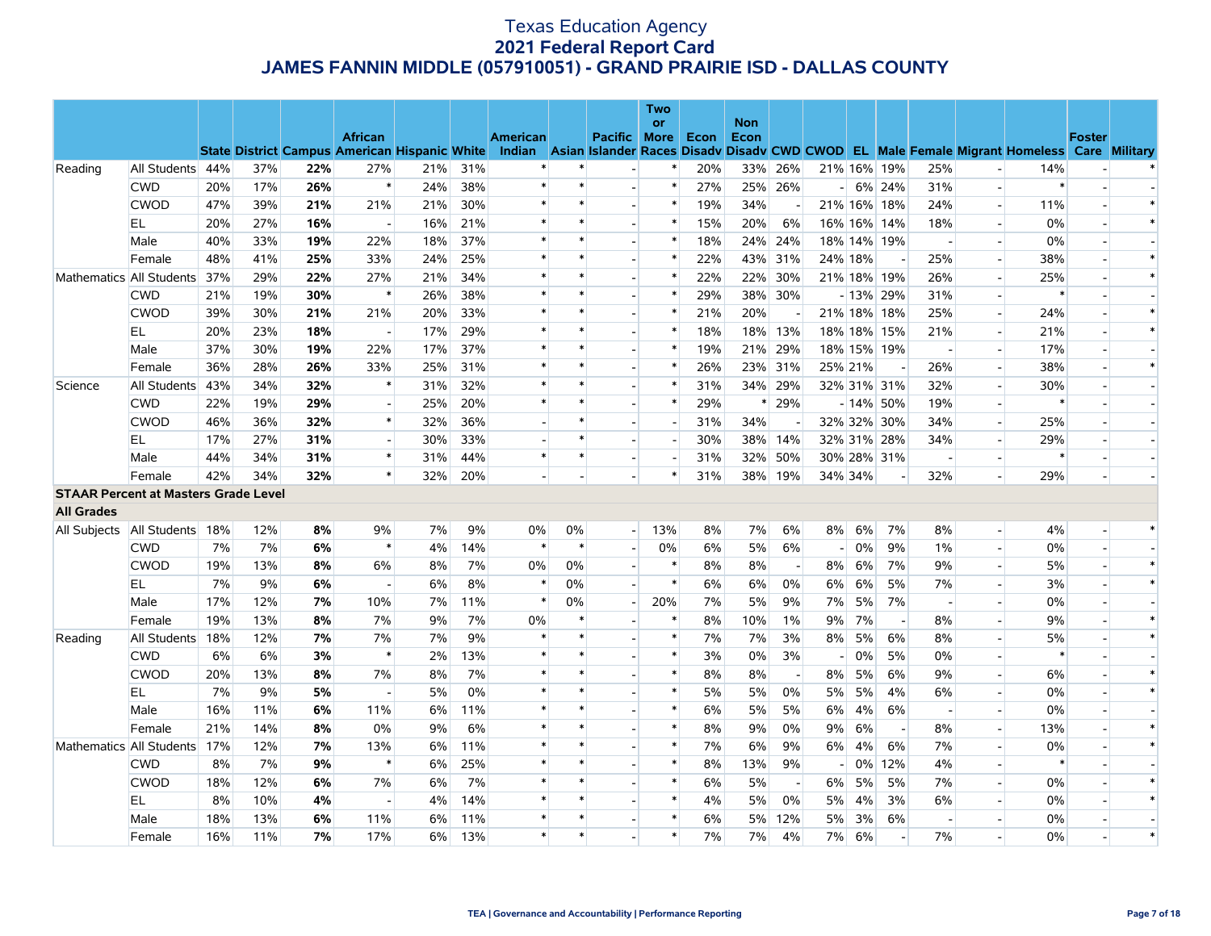# Texas Education Agency
# 2021 Federal Report Card
# JAMES FANNIN MIDDLE (057910051) - GRAND PRAIRIE ISD - DALLAS COUNTY

| | | State | District | Campus | African American | Hispanic | White | American Indian | Asian | Pacific Islander | Two or More Races | Econ Disadv | Non Econ Disadv | CWD | CWOD | EL | Male | Female | Migrant | Homeless | Foster Care | Military |
|---|---|---|---|---|---|---|---|---|---|---|---|---|---|---|---|---|---|---|---|---|---|---|
| Reading | All Students | 44% | 37% | **22%** | 27% | 21% | 31% | * | * | - | * | 20% | 33% | 26% | 21% | 16% | 19% | 25% | - | 14% | - | * |
| | CWD | 20% | 17% | **26%** | * | 24% | 38% | * | * | - | * | 27% | 25% | 26% | - | 6% | 24% | 31% | - | * | - | - |
| | CWOD | 47% | 39% | **21%** | 21% | 21% | 30% | * | * | - | * | 19% | 34% | - | 21% | 16% | 18% | 24% | - | 11% | - | * |
| | EL | 20% | 27% | **16%** | - | 16% | 21% | * | * | - | * | 15% | 20% | 6% | 16% | 16% | 14% | 18% | - | 0% | - | * |
| | Male | 40% | 33% | **19%** | 22% | 18% | 37% | * | * | - | * | 18% | 24% | 24% | 18% | 14% | 19% | - | - | 0% | - | - |
| | Female | 48% | 41% | **25%** | 33% | 24% | 25% | * | * | - | * | 22% | 43% | 31% | 24% | 18% | - | 25% | - | 38% | - | * |
| Mathematics | All Students | 37% | 29% | **22%** | 27% | 21% | 34% | * | * | - | * | 22% | 22% | 30% | 21% | 18% | 19% | 26% | - | 25% | - | * |
| | CWD | 21% | 19% | **30%** | * | 26% | 38% | * | * | - | * | 29% | 38% | 30% | - | 13% | 29% | 31% | - | * | - | - |
| | CWOD | 39% | 30% | **21%** | 21% | 20% | 33% | * | * | - | * | 21% | 20% | - | 21% | 18% | 18% | 25% | - | 24% | - | * |
| | EL | 20% | 23% | **18%** | - | 17% | 29% | * | * | - | * | 18% | 18% | 13% | 18% | 18% | 15% | 21% | - | 21% | - | * |
| | Male | 37% | 30% | **19%** | 22% | 17% | 37% | * | * | - | * | 19% | 21% | 29% | 18% | 15% | 19% | - | - | 17% | - | - |
| | Female | 36% | 28% | **26%** | 33% | 25% | 31% | * | * | - | * | 26% | 23% | 31% | 25% | 21% | - | 26% | - | 38% | - | * |
| Science | All Students | 43% | 34% | **32%** | * | 31% | 32% | * | * | - | * | 31% | 34% | 29% | 32% | 31% | 31% | 32% | - | 30% | - | - |
| | CWD | 22% | 19% | **29%** | - | 25% | 20% | * | * | - | * | 29% | * | 29% | - | 14% | 50% | 19% | - | * | - | - |
| | CWOD | 46% | 36% | **32%** | * | 32% | 36% | - | * | - | - | 31% | 34% | - | 32% | 32% | 30% | 34% | - | 25% | - | - |
| | EL | 17% | 27% | **31%** | - | 30% | 33% | - | * | - | - | 30% | 38% | 14% | 32% | 31% | 28% | 34% | - | 29% | - | - |
| | Male | 44% | 34% | **31%** | * | 31% | 44% | * | * | - | - | 31% | 32% | 50% | 30% | 28% | 31% | - | - | * | - | - |
| | Female | 42% | 34% | **32%** | * | 32% | 20% | - | - | - | * | 31% | 38% | 19% | 34% | 34% | - | 32% | - | 29% | - | - |
| **STAAR Percent at Masters Grade Level** | | | | | | | | | | | | | | | | | | | | | | |
| **All Grades** | | | | | | | | | | | | | | | | | | | | | | |
| All Subjects | All Students | 18% | 12% | **8%** | 9% | 7% | 9% | 0% | 0% | - | 13% | 8% | 7% | 6% | 8% | 6% | 7% | 8% | - | 4% | - | * |
| | CWD | 7% | 7% | **6%** | * | 4% | 14% | * | * | - | 0% | 6% | 5% | 6% | - | 0% | 9% | 1% | - | 0% | - | - |
| | CWOD | 19% | 13% | **8%** | 6% | 8% | 7% | 0% | 0% | - | * | 8% | 8% | - | 8% | 6% | 7% | 9% | - | 5% | - | * |
| | EL | 7% | 9% | **6%** | - | 6% | 8% | * | 0% | - | * | 6% | 6% | 0% | 6% | 6% | 5% | 7% | - | 3% | - | * |
| | Male | 17% | 12% | **7%** | 10% | 7% | 11% | * | 0% | - | 20% | 7% | 5% | 9% | 7% | 5% | 7% | - | - | 0% | - | - |
| | Female | 19% | 13% | **8%** | 7% | 9% | 7% | 0% | * | - | * | 8% | 10% | 1% | 9% | 7% | - | 8% | - | 9% | - | * |
| Reading | All Students | 18% | 12% | **7%** | 7% | 7% | 9% | * | * | - | * | 7% | 7% | 3% | 8% | 5% | 6% | 8% | - | 5% | - | * |
| | CWD | 6% | 6% | **3%** | * | 2% | 13% | * | * | - | * | 3% | 0% | 3% | - | 0% | 5% | 0% | - | * | - | - |
| | CWOD | 20% | 13% | **8%** | 7% | 8% | 7% | * | * | - | * | 8% | 8% | - | 8% | 5% | 6% | 9% | - | 6% | - | * |
| | EL | 7% | 9% | **5%** | - | 5% | 0% | * | * | - | * | 5% | 5% | 0% | 5% | 5% | 4% | 6% | - | 0% | - | * |
| | Male | 16% | 11% | **6%** | 11% | 6% | 11% | * | * | - | * | 6% | 5% | 5% | 6% | 4% | 6% | - | - | 0% | - | - |
| | Female | 21% | 14% | **8%** | 0% | 9% | 6% | * | * | - | * | 8% | 9% | 0% | 9% | 6% | - | 8% | - | 13% | - | * |
| Mathematics | All Students | 17% | 12% | **7%** | 13% | 6% | 11% | * | * | - | * | 7% | 6% | 9% | 6% | 4% | 6% | 7% | - | 0% | - | * |
| | CWD | 8% | 7% | **9%** | * | 6% | 25% | * | * | - | * | 8% | 13% | 9% | - | 0% | 12% | 4% | - | * | - | - |
| | CWOD | 18% | 12% | **6%** | 7% | 6% | 7% | * | * | - | * | 6% | 5% | - | 6% | 5% | 5% | 7% | - | 0% | - | * |
| | EL | 8% | 10% | **4%** | - | 4% | 14% | * | * | - | * | 4% | 5% | 0% | 5% | 4% | 3% | 6% | - | 0% | - | * |
| | Male | 18% | 13% | **6%** | 11% | 6% | 11% | * | * | - | * | 6% | 5% | 12% | 5% | 3% | 6% | - | - | 0% | - | - |
| | Female | 16% | 11% | **7%** | 17% | 6% | 13% | * | * | - | * | 7% | 7% | 4% | 7% | 6% | - | 7% | - | 0% | - | * |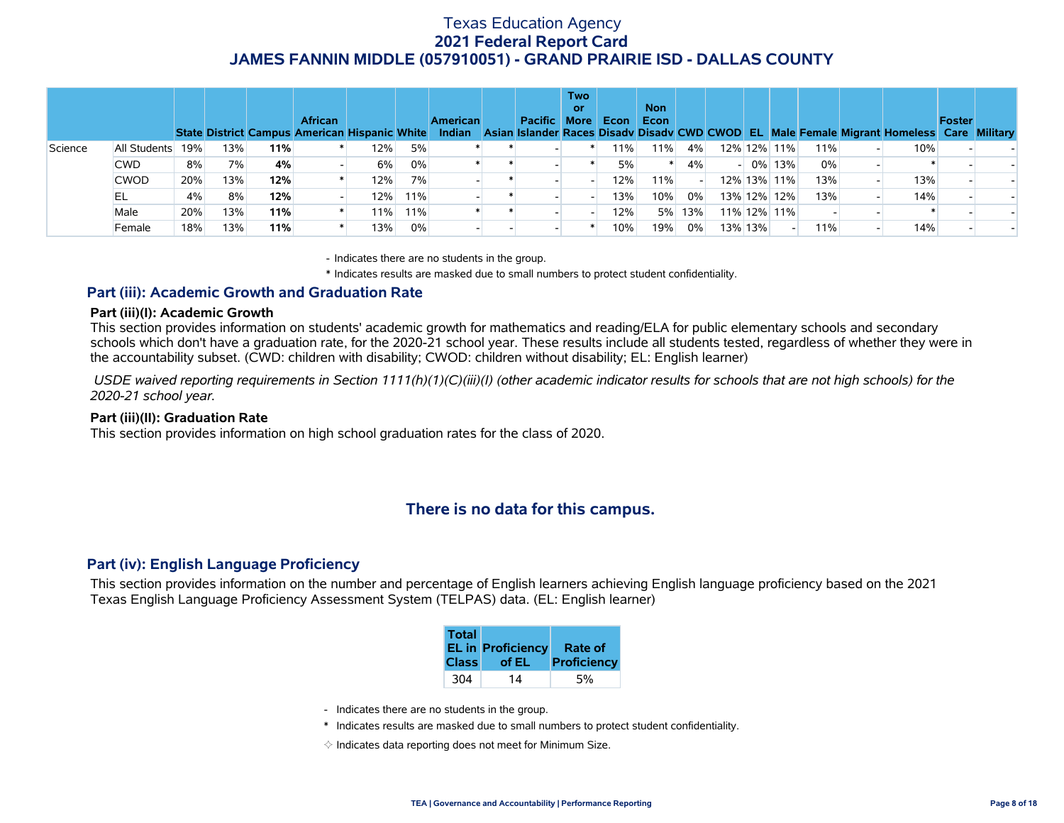# Texas Education Agency
## 2021 Federal Report Card
## JAMES FANNIN MIDDLE (057910051) - GRAND PRAIRIE ISD - DALLAS COUNTY

| | | State | District | Campus | African American | Hispanic | White | American Indian | Asian | Pacific Islander | Two or More Races | Econ Disadv | Non Econ Disadv | CWD | CWOD | EL | Male | Female | Migrant | Homeless | Foster Care | Military |
|---|---|---|---|---|---|---|---|---|---|---|---|---|---|---|---|---|---|---|---|---|---|---|
| Science | All Students | 19% | 13% | **11%** | * | 12% | 5% | * | * | - | * | 11% | 11% | 4% | 12% | 12% | 11% | 11% | - | 10% | - | - |
| | CWD | 8% | 7% | **4%** | - | 6% | 0% | * | * | - | * | 5% | * | 4% | - | 0% | 13% | 0% | - | * | - | - |
| | CWOD | 20% | 13% | **12%** | * | 12% | 7% | - | * | - | - | 12% | 11% | - | 12% | 13% | 11% | 13% | - | 13% | - | - |
| | EL | 4% | 8% | **12%** | - | 12% | 11% | - | * | - | - | 13% | 10% | 0% | 13% | 12% | 12% | 13% | - | 14% | - | - |
| | Male | 20% | 13% | **11%** | * | 11% | 11% | * | * | - | - | 12% | 5% | 13% | 11% | 12% | 11% | - | - | * | - | - |
| | Female | 18% | 13% | **11%** | * | 13% | 0% | - | - | - | * | 10% | 19% | 0% | 13% | 13% | - | 11% | - | 14% | - | - |

\- Indicates there are no students in the group.

\* Indicates results are masked due to small numbers to protect student confidentiality.

### Part (iii): Academic Growth and Graduation Rate

**Part (iii)(I): Academic Growth**

This section provides information on students' academic growth for mathematics and reading/ELA for public elementary schools and secondary schools which don't have a graduation rate, for the 2020-21 school year. These results include all students tested, regardless of whether they were in the accountability subset. (CWD: children with disability; CWOD: children without disability; EL: English learner)

*USDE waived reporting requirements in Section 1111(h)(1)(C)(iii)(I) (other academic indicator results for schools that are not high schools) for the 2020-21 school year.*

**Part (iii)(II): Graduation Rate**

This section provides information on high school graduation rates for the class of 2020.

**There is no data for this campus.**

### Part (iv): English Language Proficiency

This section provides information on the number and percentage of English learners achieving English language proficiency based on the 2021 Texas English Language Proficiency Assessment System (TELPAS) data. (EL: English learner)

| Total EL in Class | Proficiency of EL | Rate of Proficiency |
|---|---|---|
| 304 | 14 | 5% |

\- Indicates there are no students in the group.

\* Indicates results are masked due to small numbers to protect student confidentiality.

✧ Indicates data reporting does not meet for Minimum Size.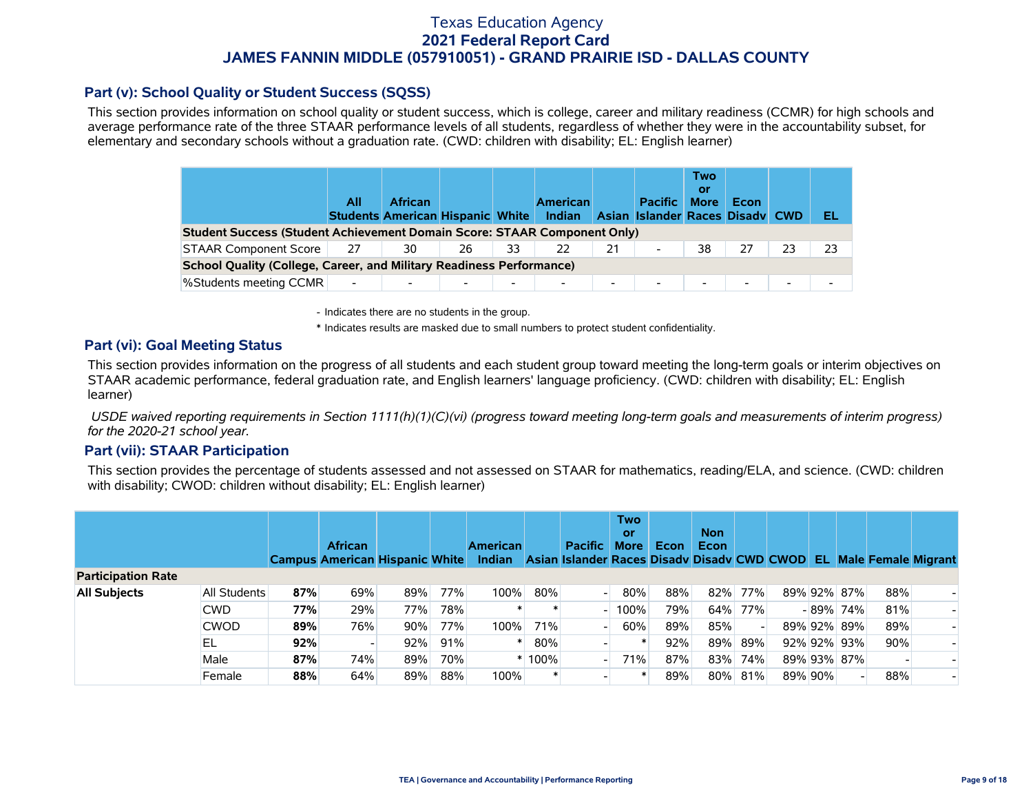## Part (v): School Quality or Student Success (SQSS)

This section provides information on school quality or student success, which is college, career and military readiness (CCMR) for high schools and average performance rate of the three STAAR performance levels of all students, regardless of whether they were in the accountability subset, for elementary and secondary schools without a graduation rate. (CWD: children with disability; EL: English learner)

| | All Students | African American | Hispanic | White | American Indian | Asian | Pacific Islander | Two or More Races | Econ Disadv | CWD | EL |
|---|---|---|---|---|---|---|---|---|---|---|---|
| **Student Success (Student Achievement Domain Score: STAAR Component Only)** | | | | | | | | | | | |
| STAAR Component Score | 27 | 30 | 26 | 33 | 22 | 21 | - | 38 | 27 | 23 | 23 |
| **School Quality (College, Career, and Military Readiness Performance)** | | | | | | | | | | | |
| %Students meeting CCMR | - | - | - | - | - | - | - | - | - | - | - |

- Indicates there are no students in the group.

\* Indicates results are masked due to small numbers to protect student confidentiality.

## Part (vi): Goal Meeting Status

This section provides information on the progress of all students and each student group toward meeting the long-term goals or interim objectives on STAAR academic performance, federal graduation rate, and English learners' language proficiency. (CWD: children with disability; EL: English learner)

*USDE waived reporting requirements in Section 1111(h)(1)(C)(vi) (progress toward meeting long-term goals and measurements of interim progress) for the 2020-21 school year.*

## Part (vii): STAAR Participation

This section provides the percentage of students assessed and not assessed on STAAR for mathematics, reading/ELA, and science. (CWD: children with disability; CWOD: children without disability; EL: English learner)

| | | Campus | African American | Hispanic | White | American Indian | Asian | Pacific Islander | Two or More Races | Econ Disadv | Non Econ Disadv | CWD | CWOD | EL | Male | Female | Migrant |
|---|---|---|---|---|---|---|---|---|---|---|---|---|---|---|---|---|---|
| **Participation Rate** | | | | | | | | | | | | | | | | | |
| **All Subjects** | All Students | **87%** | 69% | 89% | 77% | 100% | 80% | - | 80% | 88% | 82% | 77% | 89% | 92% | 87% | 88% | - |
| | CWD | **77%** | 29% | 77% | 78% | * | * | - | 100% | 79% | 64% | 77% | - | 89% | 74% | 81% | - |
| | CWOD | **89%** | 76% | 90% | 77% | 100% | 71% | - | 60% | 89% | 85% | - | 89% | 92% | 89% | 89% | - |
| | EL | **92%** | - | 92% | 91% | * | 80% | - | * | 92% | 89% | 89% | 92% | 92% | 93% | 90% | - |
| | Male | **87%** | 74% | 89% | 70% | * | 100% | - | 71% | 87% | 83% | 74% | 89% | 93% | 87% | - | - |
| | Female | **88%** | 64% | 89% | 88% | 100% | * | - | * | 89% | 80% | 81% | 89% | 90% | - | 88% | - |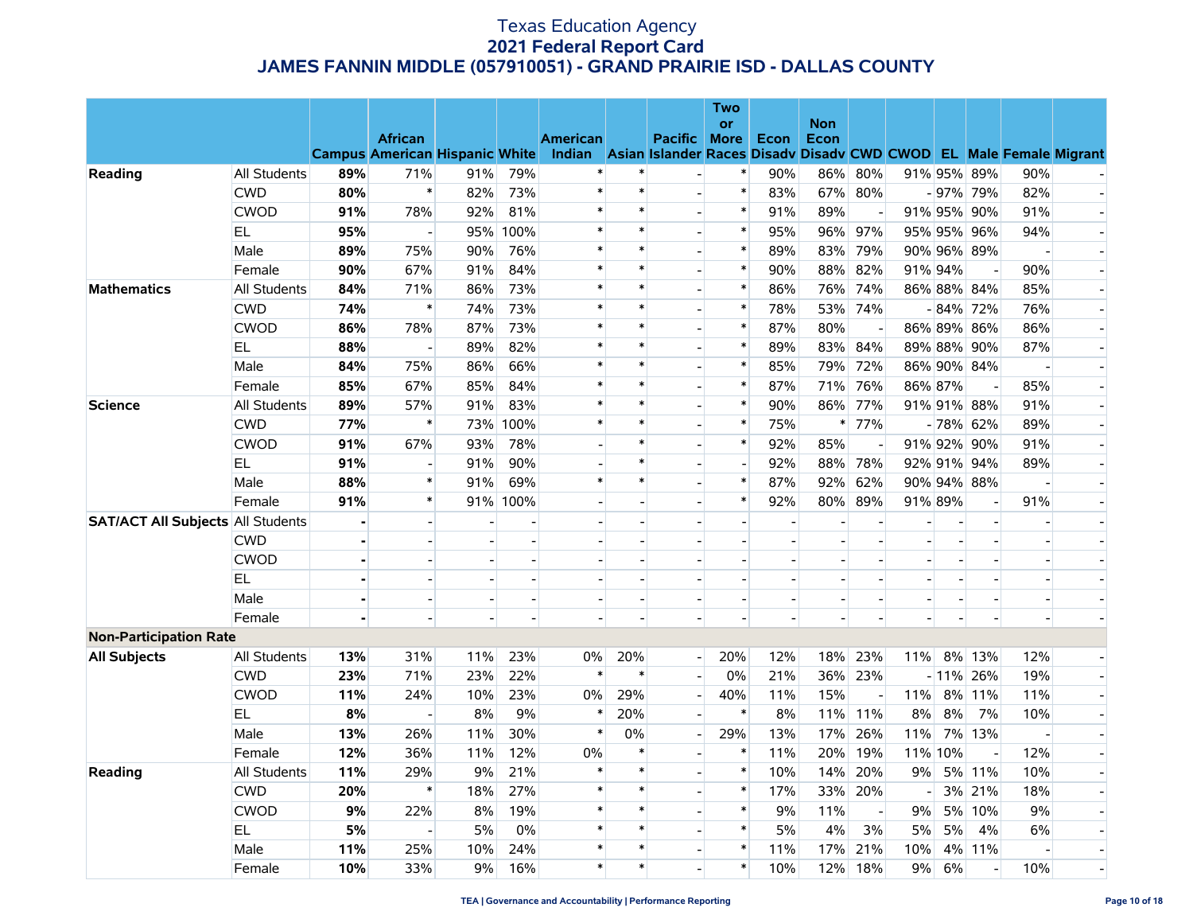# Texas Education Agency
## 2021 Federal Report Card
## JAMES FANNIN MIDDLE (057910051) - GRAND PRAIRIE ISD - DALLAS COUNTY

| | | Campus | African American | Hispanic | White | American Indian | Asian | Pacific Islander | Two or More Races | Econ Disadv | Non Econ Disadv | CWD | CWOD | EL | Male | Female | Migrant |
|---|---|---|---|---|---|---|---|---|---|---|---|---|---|---|---|---|---|
| **Reading** | All Students | **89%** | 71% | 91% | 79% | * | * | - | * | 90% | 86% | 80% | 91% | 95% | 89% | 90% | - |
| | CWD | **80%** | * | 82% | 73% | * | * | - | * | 83% | 67% | 80% | - | 97% | 79% | 82% | - |
| | CWOD | **91%** | 78% | 92% | 81% | * | * | - | * | 91% | 89% | - | 91% | 95% | 90% | 91% | - |
| | EL | **95%** | - | 95% | 100% | * | * | - | * | 95% | 96% | 97% | 95% | 95% | 96% | 94% | - |
| | Male | **89%** | 75% | 90% | 76% | * | * | - | * | 89% | 83% | 79% | 90% | 96% | 89% | - | - |
| | Female | **90%** | 67% | 91% | 84% | * | * | - | * | 90% | 88% | 82% | 91% | 94% | - | 90% | - |
| **Mathematics** | All Students | **84%** | 71% | 86% | 73% | * | * | - | * | 86% | 76% | 74% | 86% | 88% | 84% | 85% | - |
| | CWD | **74%** | * | 74% | 73% | * | * | - | * | 78% | 53% | 74% | - | 84% | 72% | 76% | - |
| | CWOD | **86%** | 78% | 87% | 73% | * | * | - | * | 87% | 80% | - | 86% | 89% | 86% | 86% | - |
| | EL | **88%** | - | 89% | 82% | * | * | - | * | 89% | 83% | 84% | 89% | 88% | 90% | 87% | - |
| | Male | **84%** | 75% | 86% | 66% | * | * | - | * | 85% | 79% | 72% | 86% | 90% | 84% | - | - |
| | Female | **85%** | 67% | 85% | 84% | * | * | - | * | 87% | 71% | 76% | 86% | 87% | - | 85% | - |
| **Science** | All Students | **89%** | 57% | 91% | 83% | * | * | - | * | 90% | 86% | 77% | 91% | 91% | 88% | 91% | - |
| | CWD | **77%** | * | 73% | 100% | * | * | - | * | 75% | * | 77% | - | 78% | 62% | 89% | - |
| | CWOD | **91%** | 67% | 93% | 78% | - | * | - | * | 92% | 85% | - | 91% | 92% | 90% | 91% | - |
| | EL | **91%** | - | 91% | 90% | - | * | - | - | 92% | 88% | 78% | 92% | 91% | 94% | 89% | - |
| | Male | **88%** | * | 91% | 69% | * | * | - | * | 87% | 92% | 62% | 90% | 94% | 88% | - | - |
| | Female | **91%** | * | 91% | 100% | - | - | - | * | 92% | 80% | 89% | 91% | 89% | - | 91% | - |
| **SAT/ACT All Subjects** | All Students | **-** | - | - | - | - | - | - | - | - | - | - | - | - | - | - | - |
| | CWD | **-** | - | - | - | - | - | - | - | - | - | - | - | - | - | - | - |
| | CWOD | **-** | - | - | - | - | - | - | - | - | - | - | - | - | - | - | - |
| | EL | **-** | - | - | - | - | - | - | - | - | - | - | - | - | - | - | - |
| | Male | **-** | - | - | - | - | - | - | - | - | - | - | - | - | - | - | - |
| | Female | **-** | - | - | - | - | - | - | - | - | - | - | - | - | - | - | - |
| **Non-Participation Rate** | | | | | | | | | | | | | | | | | |
| **All Subjects** | All Students | **13%** | 31% | 11% | 23% | 0% | 20% | - | 20% | 12% | 18% | 23% | 11% | 8% | 13% | 12% | - |
| | CWD | **23%** | 71% | 23% | 22% | * | * | - | 0% | 21% | 36% | 23% | - | 11% | 26% | 19% | - |
| | CWOD | **11%** | 24% | 10% | 23% | 0% | 29% | - | 40% | 11% | 15% | - | 11% | 8% | 11% | 11% | - |
| | EL | **8%** | - | 8% | 9% | * | 20% | - | * | 8% | 11% | 11% | 8% | 8% | 7% | 10% | - |
| | Male | **13%** | 26% | 11% | 30% | * | 0% | - | 29% | 13% | 17% | 26% | 11% | 7% | 13% | - | - |
| | Female | **12%** | 36% | 11% | 12% | 0% | * | - | * | 11% | 20% | 19% | 11% | 10% | - | 12% | - |
| **Reading** | All Students | **11%** | 29% | 9% | 21% | * | * | - | * | 10% | 14% | 20% | 9% | 5% | 11% | 10% | - |
| | CWD | **20%** | * | 18% | 27% | * | * | - | * | 17% | 33% | 20% | - | 3% | 21% | 18% | - |
| | CWOD | **9%** | 22% | 8% | 19% | * | * | - | * | 9% | 11% | - | 9% | 5% | 10% | 9% | - |
| | EL | **5%** | - | 5% | 0% | * | * | - | * | 5% | 4% | 3% | 5% | 5% | 4% | 6% | - |
| | Male | **11%** | 25% | 10% | 24% | * | * | - | * | 11% | 17% | 21% | 10% | 4% | 11% | - | - |
| | Female | **10%** | 33% | 9% | 16% | * | * | - | * | 10% | 12% | 18% | 9% | 6% | - | 10% | - |

TEA | Governance and Accountability | Performance Reporting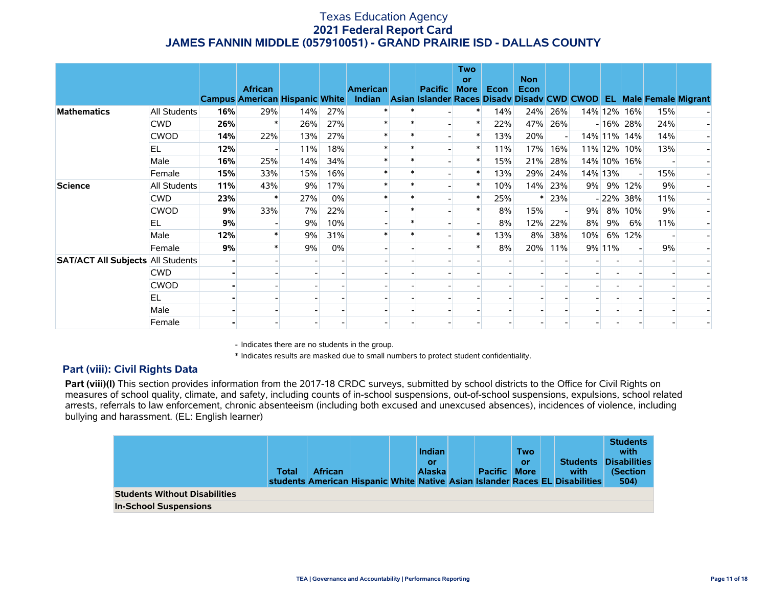# Texas Education Agency
## 2021 Federal Report Card
## JAMES FANNIN MIDDLE (057910051) - GRAND PRAIRIE ISD - DALLAS COUNTY

| | | Campus | African American | Hispanic | White | American Indian | Asian | Pacific Islander | Two or More Races | Econ Disadv | Non Econ Disadv | CWD | CWOD | EL | Male | Female | Migrant |
|---|---|---|---|---|---|---|---|---|---|---|---|---|---|---|---|---|---|
| **Mathematics** | All Students | **16%** | 29% | 14% | 27% | * | * | - | * | 14% | 24% | 26% | 14% | 12% | 16% | 15% | - |
| | CWD | **26%** | * | 26% | 27% | * | * | - | * | 22% | 47% | 26% | - | 16% | 28% | 24% | - |
| | CWOD | **14%** | 22% | 13% | 27% | * | * | - | * | 13% | 20% | - | 14% | 11% | 14% | 14% | - |
| | EL | **12%** | - | 11% | 18% | * | * | - | * | 11% | 17% | 16% | 11% | 12% | 10% | 13% | - |
| | Male | **16%** | 25% | 14% | 34% | * | * | - | * | 15% | 21% | 28% | 14% | 10% | 16% | - | - |
| | Female | **15%** | 33% | 15% | 16% | * | * | - | * | 13% | 29% | 24% | 14% | 13% | - | 15% | - |
| **Science** | All Students | **11%** | 43% | 9% | 17% | * | * | - | * | 10% | 14% | 23% | 9% | 9% | 12% | 9% | - |
| | CWD | **23%** | * | 27% | 0% | * | * | - | * | 25% | * | 23% | - | 22% | 38% | 11% | - |
| | CWOD | **9%** | 33% | 7% | 22% | - | * | - | * | 8% | 15% | - | 9% | 8% | 10% | 9% | - |
| | EL | **9%** | - | 9% | 10% | - | * | - | - | 8% | 12% | 22% | 8% | 9% | 6% | 11% | - |
| | Male | **12%** | * | 9% | 31% | * | * | - | * | 13% | 8% | 38% | 10% | 6% | 12% | - | - |
| | Female | **9%** | * | 9% | 0% | - | - | - | * | 8% | 20% | 11% | 9% | 11% | - | 9% | - |
| **SAT/ACT All Subjects** | All Students | **-** | - | - | - | - | - | - | - | - | - | - | - | - | - | - | - |
| | CWD | **-** | - | - | - | - | - | - | - | - | - | - | - | - | - | - | - |
| | CWOD | **-** | - | - | - | - | - | - | - | - | - | - | - | - | - | - | - |
| | EL | **-** | - | - | - | - | - | - | - | - | - | - | - | - | - | - | - |
| | Male | **-** | - | - | - | - | - | - | - | - | - | - | - | - | - | - | - |
| | Female | **-** | - | - | - | - | - | - | - | - | - | - | - | - | - | - | - |

\- Indicates there are no students in the group.

\* Indicates results are masked due to small numbers to protect student confidentiality.

### Part (viii): Civil Rights Data

**Part (viii)(I)** This section provides information from the 2017-18 CRDC surveys, submitted by school districts to the Office for Civil Rights on measures of school quality, climate, and safety, including counts of in-school suspensions, out-of-school suspensions, expulsions, school related arrests, referrals to law enforcement, chronic absenteeism (including both excused and unexcused absences), incidences of violence, including bullying and harassment. (EL: English learner)

| | Total students | African American | Hispanic | White | Indian or Alaska Native | Asian | Pacific Islander | Two or More Races | EL | Students with Disabilities | Students with Disabilities (Section 504) |
|---|---|---|---|---|---|---|---|---|---|---|---|
| **Students Without Disabilities** | | | | | | | | | | | |
| **In-School Suspensions** | | | | | | | | | | | |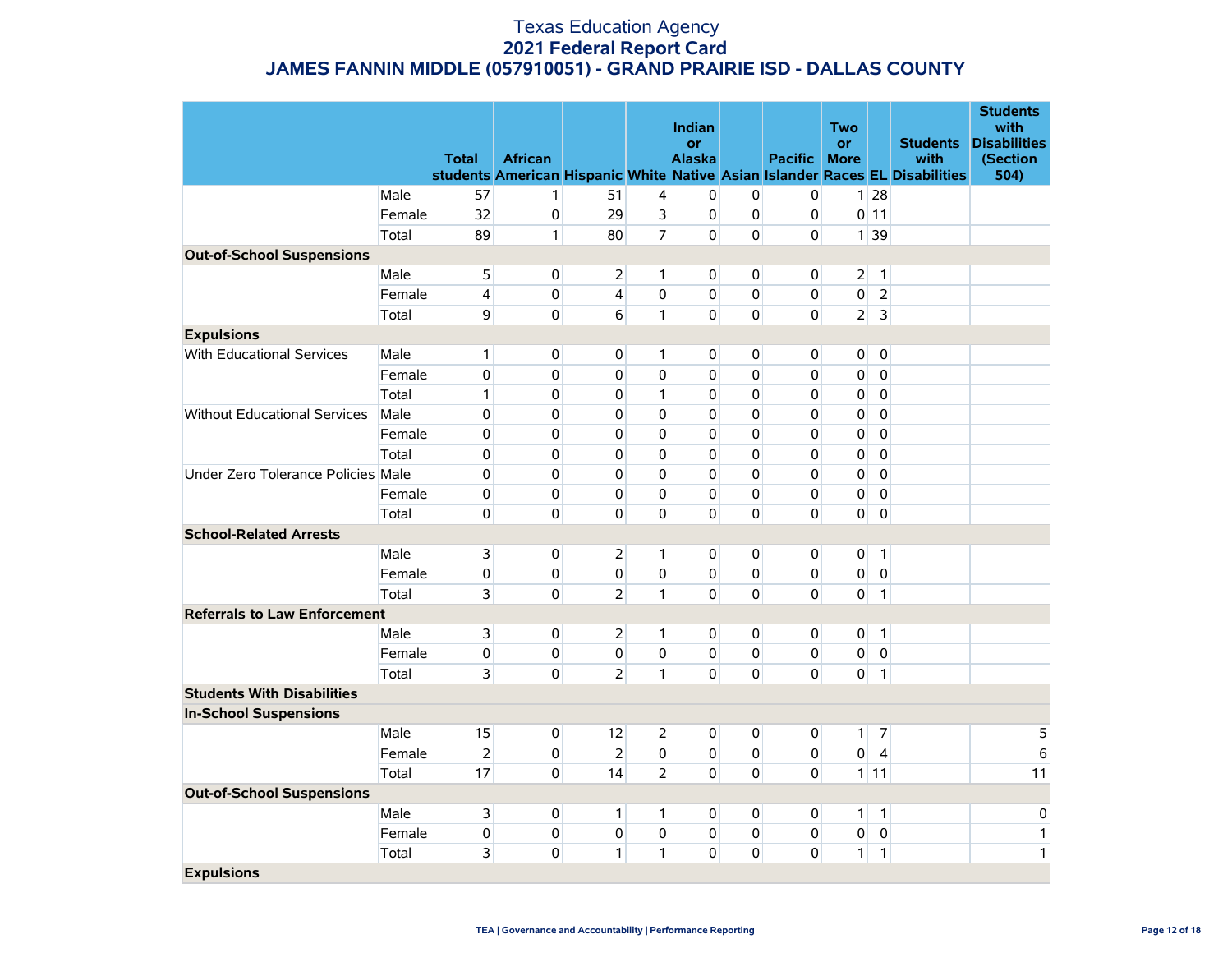# Texas Education Agency
## 2021 Federal Report Card
## JAMES FANNIN MIDDLE (057910051) - GRAND PRAIRIE ISD - DALLAS COUNTY

| | | Total students | African American | Hispanic | White | Indian or Alaska Native | Asian | Pacific Islander | Two or More Races | EL | Students with Disabilities | Students with Disabilities (Section 504) |
|---|---|---|---|---|---|---|---|---|---|---|---|---|
| | Male | 57 | 1 | 51 | 4 | 0 | 0 | 0 | 1 | 28 | | |
| | Female | 32 | 0 | 29 | 3 | 0 | 0 | 0 | 0 | 11 | | |
| | Total | 89 | 1 | 80 | 7 | 0 | 0 | 0 | 1 | 39 | | |
| **Out-of-School Suspensions** | | | | | | | | | | | | |
| | Male | 5 | 0 | 2 | 1 | 0 | 0 | 0 | 2 | 1 | | |
| | Female | 4 | 0 | 4 | 0 | 0 | 0 | 0 | 0 | 2 | | |
| | Total | 9 | 0 | 6 | 1 | 0 | 0 | 0 | 2 | 3 | | |
| **Expulsions** | | | | | | | | | | | | |
| With Educational Services | Male | 1 | 0 | 0 | 1 | 0 | 0 | 0 | 0 | 0 | | |
| | Female | 0 | 0 | 0 | 0 | 0 | 0 | 0 | 0 | 0 | | |
| | Total | 1 | 0 | 0 | 1 | 0 | 0 | 0 | 0 | 0 | | |
| Without Educational Services | Male | 0 | 0 | 0 | 0 | 0 | 0 | 0 | 0 | 0 | | |
| | Female | 0 | 0 | 0 | 0 | 0 | 0 | 0 | 0 | 0 | | |
| | Total | 0 | 0 | 0 | 0 | 0 | 0 | 0 | 0 | 0 | | |
| Under Zero Tolerance Policies | Male | 0 | 0 | 0 | 0 | 0 | 0 | 0 | 0 | 0 | | |
| | Female | 0 | 0 | 0 | 0 | 0 | 0 | 0 | 0 | 0 | | |
| | Total | 0 | 0 | 0 | 0 | 0 | 0 | 0 | 0 | 0 | | |
| **School-Related Arrests** | | | | | | | | | | | | |
| | Male | 3 | 0 | 2 | 1 | 0 | 0 | 0 | 0 | 1 | | |
| | Female | 0 | 0 | 0 | 0 | 0 | 0 | 0 | 0 | 0 | | |
| | Total | 3 | 0 | 2 | 1 | 0 | 0 | 0 | 0 | 1 | | |
| **Referrals to Law Enforcement** | | | | | | | | | | | | |
| | Male | 3 | 0 | 2 | 1 | 0 | 0 | 0 | 0 | 1 | | |
| | Female | 0 | 0 | 0 | 0 | 0 | 0 | 0 | 0 | 0 | | |
| | Total | 3 | 0 | 2 | 1 | 0 | 0 | 0 | 0 | 1 | | |
| **Students With Disabilities** | | | | | | | | | | | | |
| **In-School Suspensions** | | | | | | | | | | | | |
| | Male | 15 | 0 | 12 | 2 | 0 | 0 | 0 | 1 | 7 | | 5 |
| | Female | 2 | 0 | 2 | 0 | 0 | 0 | 0 | 0 | 4 | | 6 |
| | Total | 17 | 0 | 14 | 2 | 0 | 0 | 0 | 1 | 11 | | 11 |
| **Out-of-School Suspensions** | | | | | | | | | | | | |
| | Male | 3 | 0 | 1 | 1 | 0 | 0 | 0 | 1 | 1 | | 0 |
| | Female | 0 | 0 | 0 | 0 | 0 | 0 | 0 | 0 | 0 | | 1 |
| | Total | 3 | 0 | 1 | 1 | 0 | 0 | 0 | 1 | 1 | | 1 |
| **Expulsions** | | | | | | | | | | | | |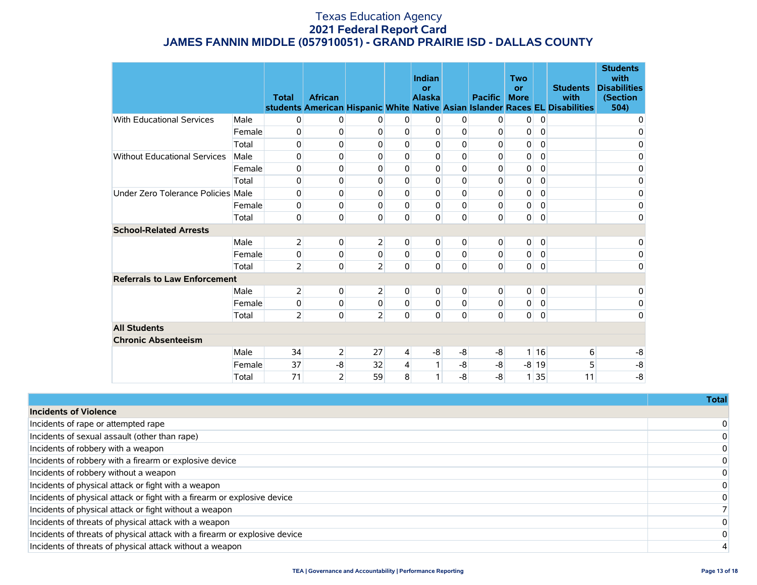# Texas Education Agency

## 2021 Federal Report Card

## JAMES FANNIN MIDDLE (057910051) - GRAND PRAIRIE ISD - DALLAS COUNTY

| | | Total students | African American | Hispanic | White | Indian or Alaska Native | Asian | Pacific Islander | Two or More Races | EL | Students with Disabilities | Students with Disabilities (Section 504) |
|---|---|---|---|---|---|---|---|---|---|---|---|---|
| With Educational Services | Male | 0 | 0 | 0 | 0 | 0 | 0 | 0 | 0 | 0 | | 0 |
| | Female | 0 | 0 | 0 | 0 | 0 | 0 | 0 | 0 | 0 | | 0 |
| | Total | 0 | 0 | 0 | 0 | 0 | 0 | 0 | 0 | 0 | | 0 |
| Without Educational Services | Male | 0 | 0 | 0 | 0 | 0 | 0 | 0 | 0 | 0 | | 0 |
| | Female | 0 | 0 | 0 | 0 | 0 | 0 | 0 | 0 | 0 | | 0 |
| | Total | 0 | 0 | 0 | 0 | 0 | 0 | 0 | 0 | 0 | | 0 |
| Under Zero Tolerance Policies | Male | 0 | 0 | 0 | 0 | 0 | 0 | 0 | 0 | 0 | | 0 |
| | Female | 0 | 0 | 0 | 0 | 0 | 0 | 0 | 0 | 0 | | 0 |
| | Total | 0 | 0 | 0 | 0 | 0 | 0 | 0 | 0 | 0 | | 0 |
| **School-Related Arrests** | | | | | | | | | | | | |
| | Male | 2 | 0 | 2 | 0 | 0 | 0 | 0 | 0 | 0 | | 0 |
| | Female | 0 | 0 | 0 | 0 | 0 | 0 | 0 | 0 | 0 | | 0 |
| | Total | 2 | 0 | 2 | 0 | 0 | 0 | 0 | 0 | 0 | | 0 |
| **Referrals to Law Enforcement** | | | | | | | | | | | | |
| | Male | 2 | 0 | 2 | 0 | 0 | 0 | 0 | 0 | 0 | | 0 |
| | Female | 0 | 0 | 0 | 0 | 0 | 0 | 0 | 0 | 0 | | 0 |
| | Total | 2 | 0 | 2 | 0 | 0 | 0 | 0 | 0 | 0 | | 0 |
| **All Students** | | | | | | | | | | | | |
| **Chronic Absenteeism** | | | | | | | | | | | | |
| | Male | 34 | 2 | 27 | 4 | -8 | -8 | -8 | 1 | 16 | 6 | -8 |
| | Female | 37 | -8 | 32 | 4 | 1 | -8 | -8 | -8 | 19 | 5 | -8 |
| | Total | 71 | 2 | 59 | 8 | 1 | -8 | -8 | 1 | 35 | 11 | -8 |

| | Total |
|---|---|
| **Incidents of Violence** | |
| Incidents of rape or attempted rape | 0 |
| Incidents of sexual assault (other than rape) | 0 |
| Incidents of robbery with a weapon | 0 |
| Incidents of robbery with a firearm or explosive device | 0 |
| Incidents of robbery without a weapon | 0 |
| Incidents of physical attack or fight with a weapon | 0 |
| Incidents of physical attack or fight with a firearm or explosive device | 0 |
| Incidents of physical attack or fight without a weapon | 7 |
| Incidents of threats of physical attack with a weapon | 0 |
| Incidents of threats of physical attack with a firearm or explosive device | 0 |
| Incidents of threats of physical attack without a weapon | 4 |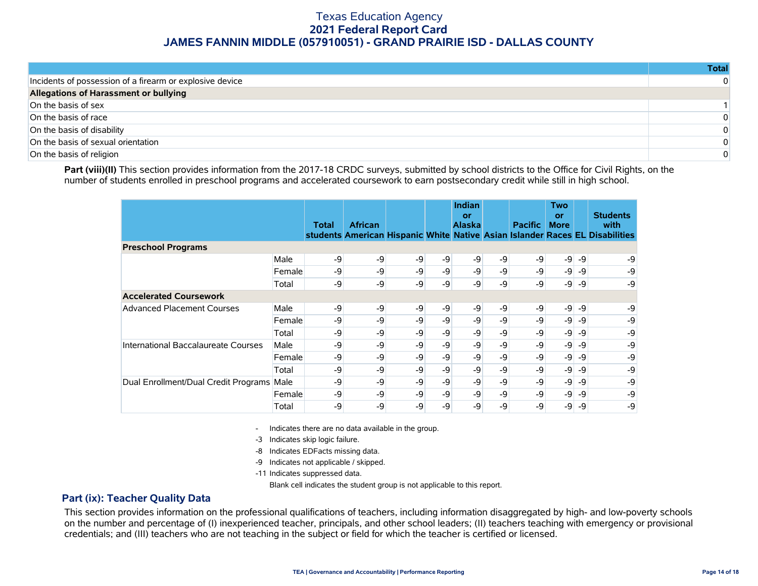# Texas Education Agency
## 2021 Federal Report Card
## JAMES FANNIN MIDDLE (057910051) - GRAND PRAIRIE ISD - DALLAS COUNTY

| | Total |
|---|---|
| Incidents of possession of a firearm or explosive device | 0 |
| **Allegations of Harassment or bullying** | |
| On the basis of sex | 1 |
| On the basis of race | 0 |
| On the basis of disability | 0 |
| On the basis of sexual orientation | 0 |
| On the basis of religion | 0 |

**Part (viii)(II)** This section provides information from the 2017-18 CRDC surveys, submitted by school districts to the Office for Civil Rights, on the number of students enrolled in preschool programs and accelerated coursework to earn postsecondary credit while still in high school.

| | | Total students | African American | Hispanic | White | Indian or Alaska Native | Asian | Pacific Islander | Two or More Races | EL | Students with Disabilities |
|---|---|---|---|---|---|---|---|---|---|---|---|
| **Preschool Programs** | | | | | | | | | | | |
| | Male | -9 | -9 | -9 | -9 | -9 | -9 | -9 | -9 | -9 | -9 |
| | Female | -9 | -9 | -9 | -9 | -9 | -9 | -9 | -9 | -9 | -9 |
| | Total | -9 | -9 | -9 | -9 | -9 | -9 | -9 | -9 | -9 | -9 |
| **Accelerated Coursework** | | | | | | | | | | | |
| Advanced Placement Courses | Male | -9 | -9 | -9 | -9 | -9 | -9 | -9 | -9 | -9 | -9 |
| | Female | -9 | -9 | -9 | -9 | -9 | -9 | -9 | -9 | -9 | -9 |
| | Total | -9 | -9 | -9 | -9 | -9 | -9 | -9 | -9 | -9 | -9 |
| International Baccalaureate Courses | Male | -9 | -9 | -9 | -9 | -9 | -9 | -9 | -9 | -9 | -9 |
| | Female | -9 | -9 | -9 | -9 | -9 | -9 | -9 | -9 | -9 | -9 |
| | Total | -9 | -9 | -9 | -9 | -9 | -9 | -9 | -9 | -9 | -9 |
| Dual Enrollment/Dual Credit Programs | Male | -9 | -9 | -9 | -9 | -9 | -9 | -9 | -9 | -9 | -9 |
| | Female | -9 | -9 | -9 | -9 | -9 | -9 | -9 | -9 | -9 | -9 |
| | Total | -9 | -9 | -9 | -9 | -9 | -9 | -9 | -9 | -9 | -9 |

- Indicates there are no data available in the group.
-3 Indicates skip logic failure.
-8 Indicates EDFacts missing data.
-9 Indicates not applicable / skipped.
-11 Indicates suppressed data.
Blank cell indicates the student group is not applicable to this report.

## Part (ix): Teacher Quality Data

This section provides information on the professional qualifications of teachers, including information disaggregated by high- and low-poverty schools on the number and percentage of (I) inexperienced teacher, principals, and other school leaders; (II) teachers teaching with emergency or provisional credentials; and (III) teachers who are not teaching in the subject or field for which the teacher is certified or licensed.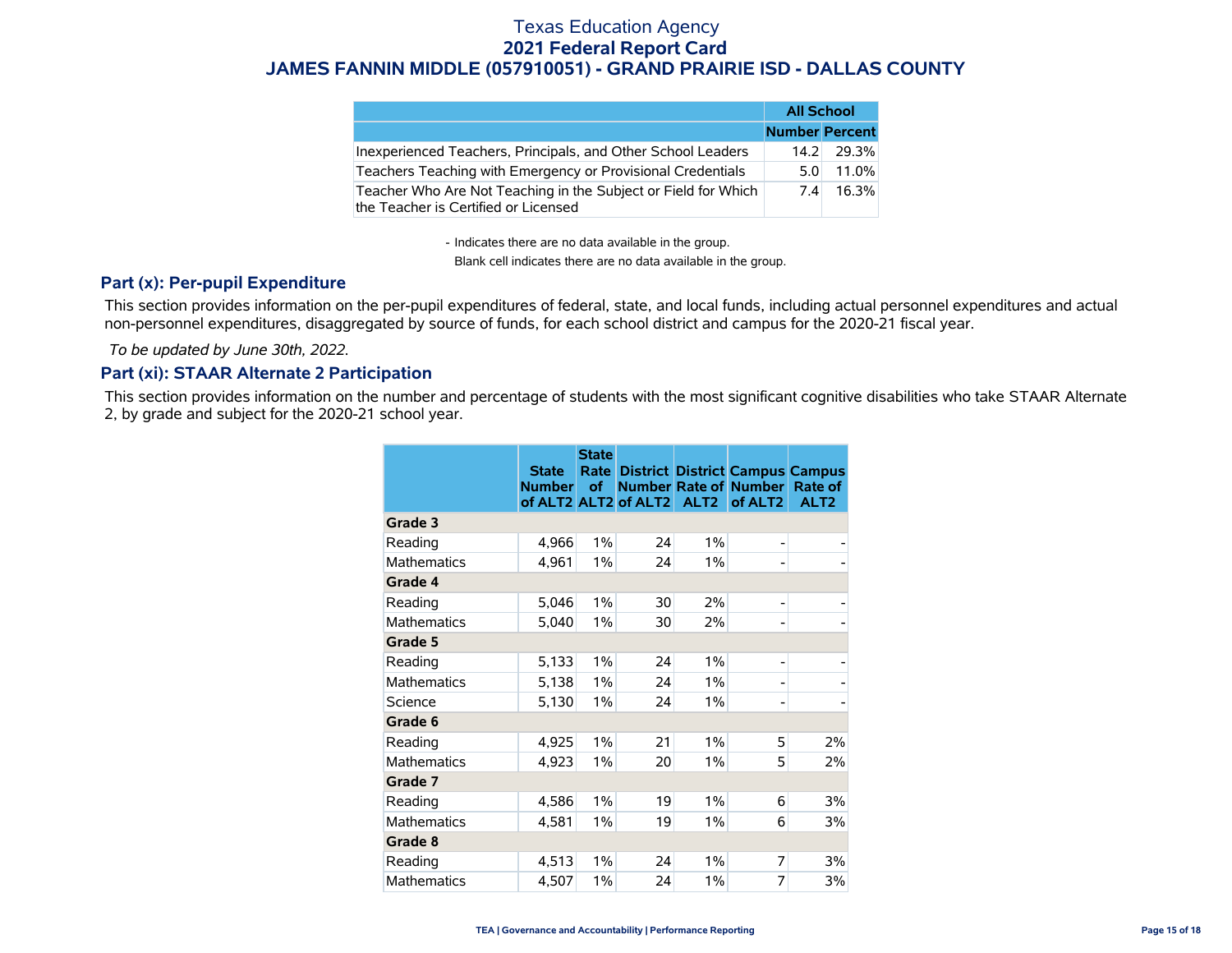# Texas Education Agency
## 2021 Federal Report Card
## JAMES FANNIN MIDDLE (057910051) - GRAND PRAIRIE ISD - DALLAS COUNTY

| | All School | |
|---|---|---|
| | Number | Percent |
| Inexperienced Teachers, Principals, and Other School Leaders | 14.2 | 29.3% |
| Teachers Teaching with Emergency or Provisional Credentials | 5.0 | 11.0% |
| Teacher Who Are Not Teaching in the Subject or Field for Which the Teacher is Certified or Licensed | 7.4 | 16.3% |

- Indicates there are no data available in the group.

Blank cell indicates there are no data available in the group.

### Part (x): Per-pupil Expenditure

This section provides information on the per-pupil expenditures of federal, state, and local funds, including actual personnel expenditures and actual non-personnel expenditures, disaggregated by source of funds, for each school district and campus for the 2020-21 fiscal year.

*To be updated by June 30th, 2022.*

### Part (xi): STAAR Alternate 2 Participation

This section provides information on the number and percentage of students with the most significant cognitive disabilities who take STAAR Alternate 2, by grade and subject for the 2020-21 school year.

| | State Number of ALT2 | State Rate of ALT2 | District Number of ALT2 | District Rate of ALT2 | Campus Number of ALT2 | Campus Rate of ALT2 |
|---|---|---|---|---|---|---|
| **Grade 3** | | | | | | |
| Reading | 4,966 | 1% | 24 | 1% | - | - |
| Mathematics | 4,961 | 1% | 24 | 1% | - | - |
| **Grade 4** | | | | | | |
| Reading | 5,046 | 1% | 30 | 2% | - | - |
| Mathematics | 5,040 | 1% | 30 | 2% | - | - |
| **Grade 5** | | | | | | |
| Reading | 5,133 | 1% | 24 | 1% | - | - |
| Mathematics | 5,138 | 1% | 24 | 1% | - | - |
| Science | 5,130 | 1% | 24 | 1% | - | - |
| **Grade 6** | | | | | | |
| Reading | 4,925 | 1% | 21 | 1% | 5 | 2% |
| Mathematics | 4,923 | 1% | 20 | 1% | 5 | 2% |
| **Grade 7** | | | | | | |
| Reading | 4,586 | 1% | 19 | 1% | 6 | 3% |
| Mathematics | 4,581 | 1% | 19 | 1% | 6 | 3% |
| **Grade 8** | | | | | | |
| Reading | 4,513 | 1% | 24 | 1% | 7 | 3% |
| Mathematics | 4,507 | 1% | 24 | 1% | 7 | 3% |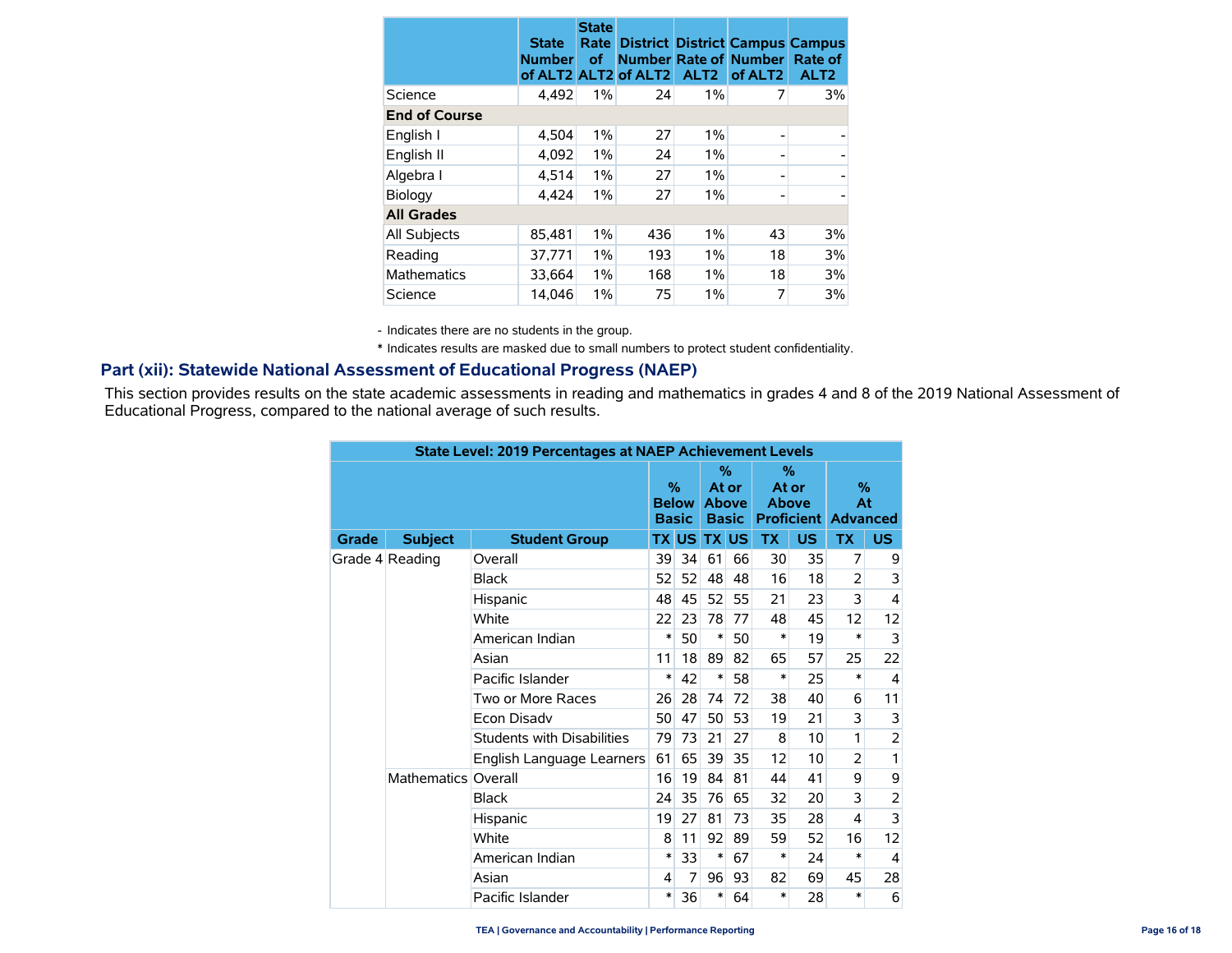| | State Number of ALT2 | State Rate of ALT2 | District Number of ALT2 | District Rate of ALT2 | Campus Number of ALT2 | Campus Rate of ALT2 |
|---|---|---|---|---|---|---|
| Science | 4,492 | 1% | 24 | 1% | 7 | 3% |
| **End of Course** | | | | | | |
| English I | 4,504 | 1% | 27 | 1% | - | - |
| English II | 4,092 | 1% | 24 | 1% | - | - |
| Algebra I | 4,514 | 1% | 27 | 1% | - | - |
| Biology | 4,424 | 1% | 27 | 1% | - | - |
| **All Grades** | | | | | | |
| All Subjects | 85,481 | 1% | 436 | 1% | 43 | 3% |
| Reading | 37,771 | 1% | 193 | 1% | 18 | 3% |
| Mathematics | 33,664 | 1% | 168 | 1% | 18 | 3% |
| Science | 14,046 | 1% | 75 | 1% | 7 | 3% |

- Indicates there are no students in the group.

* Indicates results are masked due to small numbers to protect student confidentiality.

## Part (xii): Statewide National Assessment of Educational Progress (NAEP)

This section provides results on the state academic assessments in reading and mathematics in grades 4 and 8 of the 2019 National Assessment of Educational Progress, compared to the national average of such results.

| State Level: 2019 Percentages at NAEP Achievement Levels | | | | | | | | | | | |
|---|---|---|---|---|---|---|---|---|---|---|---|
| | | | % Below Basic | | % At or Above Basic | | % At or Above Proficient | | % At Advanced | |
| Grade | Subject | Student Group | TX | US | TX | US | TX | US | TX | US |
| Grade 4 | Reading | Overall | 39 | 34 | 61 | 66 | 30 | 35 | 7 | 9 |
| | | Black | 52 | 52 | 48 | 48 | 16 | 18 | 2 | 3 |
| | | Hispanic | 48 | 45 | 52 | 55 | 21 | 23 | 3 | 4 |
| | | White | 22 | 23 | 78 | 77 | 48 | 45 | 12 | 12 |
| | | American Indian | * | 50 | * | 50 | * | 19 | * | 3 |
| | | Asian | 11 | 18 | 89 | 82 | 65 | 57 | 25 | 22 |
| | | Pacific Islander | * | 42 | * | 58 | * | 25 | * | 4 |
| | | Two or More Races | 26 | 28 | 74 | 72 | 38 | 40 | 6 | 11 |
| | | Econ Disadv | 50 | 47 | 50 | 53 | 19 | 21 | 3 | 3 |
| | | Students with Disabilities | 79 | 73 | 21 | 27 | 8 | 10 | 1 | 2 |
| | | English Language Learners | 61 | 65 | 39 | 35 | 12 | 10 | 2 | 1 |
| | Mathematics | Overall | 16 | 19 | 84 | 81 | 44 | 41 | 9 | 9 |
| | | Black | 24 | 35 | 76 | 65 | 32 | 20 | 3 | 2 |
| | | Hispanic | 19 | 27 | 81 | 73 | 35 | 28 | 4 | 3 |
| | | White | 8 | 11 | 92 | 89 | 59 | 52 | 16 | 12 |
| | | American Indian | * | 33 | * | 67 | * | 24 | * | 4 |
| | | Asian | 4 | 7 | 96 | 93 | 82 | 69 | 45 | 28 |
| | | Pacific Islander | * | 36 | * | 64 | * | 28 | * | 6 |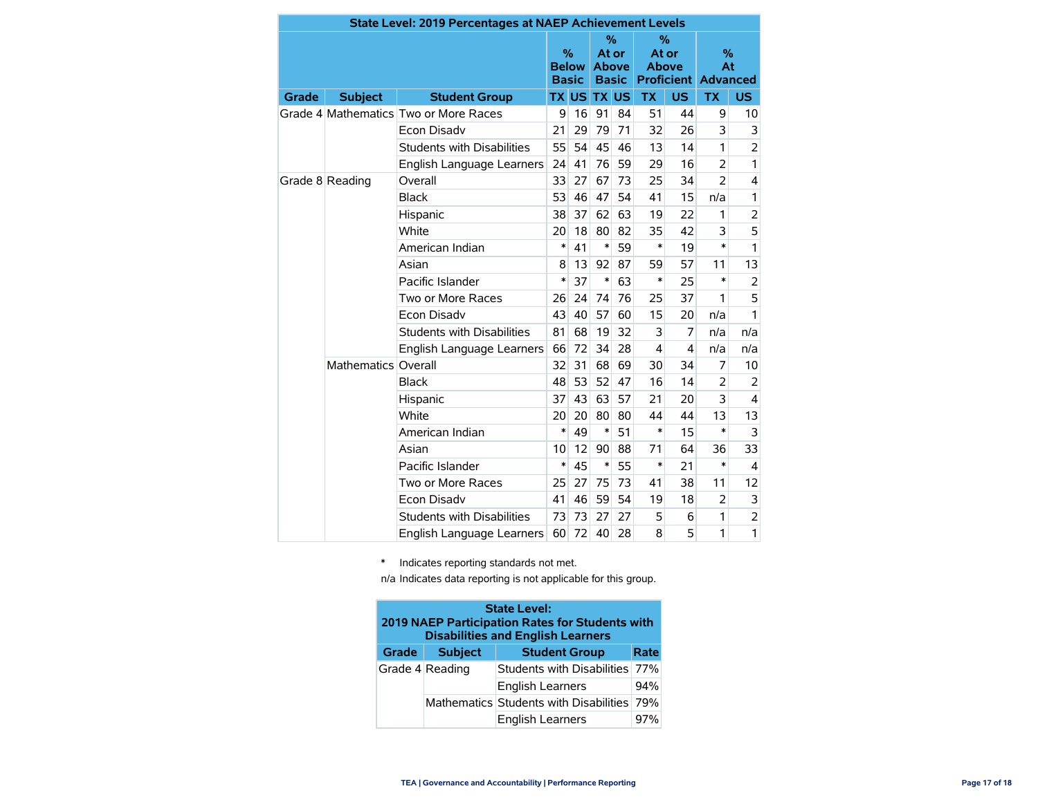| State Level: 2019 Percentages at NAEP Achievement Levels | | | | | | | | | | |
|---|---|---|---|---|---|---|---|---|---|---|
| | | | % Below Basic | | % At or Above Basic | | % At or Above Proficient | | % At Advanced | |
| Grade | Subject | Student Group | TX | US | TX | US | TX | US | TX | US |
| Grade 4 | Mathematics | Two or More Races | 9 | 16 | 91 | 84 | 51 | 44 | 9 | 10 |
| | | Econ Disadv | 21 | 29 | 79 | 71 | 32 | 26 | 3 | 3 |
| | | Students with Disabilities | 55 | 54 | 45 | 46 | 13 | 14 | 1 | 2 |
| | | English Language Learners | 24 | 41 | 76 | 59 | 29 | 16 | 2 | 1 |
| Grade 8 | Reading | Overall | 33 | 27 | 67 | 73 | 25 | 34 | 2 | 4 |
| | | Black | 53 | 46 | 47 | 54 | 41 | 15 | n/a | 1 |
| | | Hispanic | 38 | 37 | 62 | 63 | 19 | 22 | 1 | 2 |
| | | White | 20 | 18 | 80 | 82 | 35 | 42 | 3 | 5 |
| | | American Indian | * | 41 | * | 59 | * | 19 | * | 1 |
| | | Asian | 8 | 13 | 92 | 87 | 59 | 57 | 11 | 13 |
| | | Pacific Islander | * | 37 | * | 63 | * | 25 | * | 2 |
| | | Two or More Races | 26 | 24 | 74 | 76 | 25 | 37 | 1 | 5 |
| | | Econ Disadv | 43 | 40 | 57 | 60 | 15 | 20 | n/a | 1 |
| | | Students with Disabilities | 81 | 68 | 19 | 32 | 3 | 7 | n/a | n/a |
| | | English Language Learners | 66 | 72 | 34 | 28 | 4 | 4 | n/a | n/a |
| | Mathematics | Overall | 32 | 31 | 68 | 69 | 30 | 34 | 7 | 10 |
| | | Black | 48 | 53 | 52 | 47 | 16 | 14 | 2 | 2 |
| | | Hispanic | 37 | 43 | 63 | 57 | 21 | 20 | 3 | 4 |
| | | White | 20 | 20 | 80 | 80 | 44 | 44 | 13 | 13 |
| | | American Indian | * | 49 | * | 51 | * | 15 | * | 3 |
| | | Asian | 10 | 12 | 90 | 88 | 71 | 64 | 36 | 33 |
| | | Pacific Islander | * | 45 | * | 55 | * | 21 | * | 4 |
| | | Two or More Races | 25 | 27 | 75 | 73 | 41 | 38 | 11 | 12 |
| | | Econ Disadv | 41 | 46 | 59 | 54 | 19 | 18 | 2 | 3 |
| | | Students with Disabilities | 73 | 73 | 27 | 27 | 5 | 6 | 1 | 2 |
| | | English Language Learners | 60 | 72 | 40 | 28 | 8 | 5 | 1 | 1 |

\* Indicates reporting standards not met.

n/a Indicates data reporting is not applicable for this group.

| State Level: 2019 NAEP Participation Rates for Students with Disabilities and English Learners | | | |
|---|---|---|---|
| Grade | Subject | Student Group | Rate |
| Grade 4 | Reading | Students with Disabilities | 77% |
| | | English Learners | 94% |
| | Mathematics | Students with Disabilities | 79% |
| | | English Learners | 97% |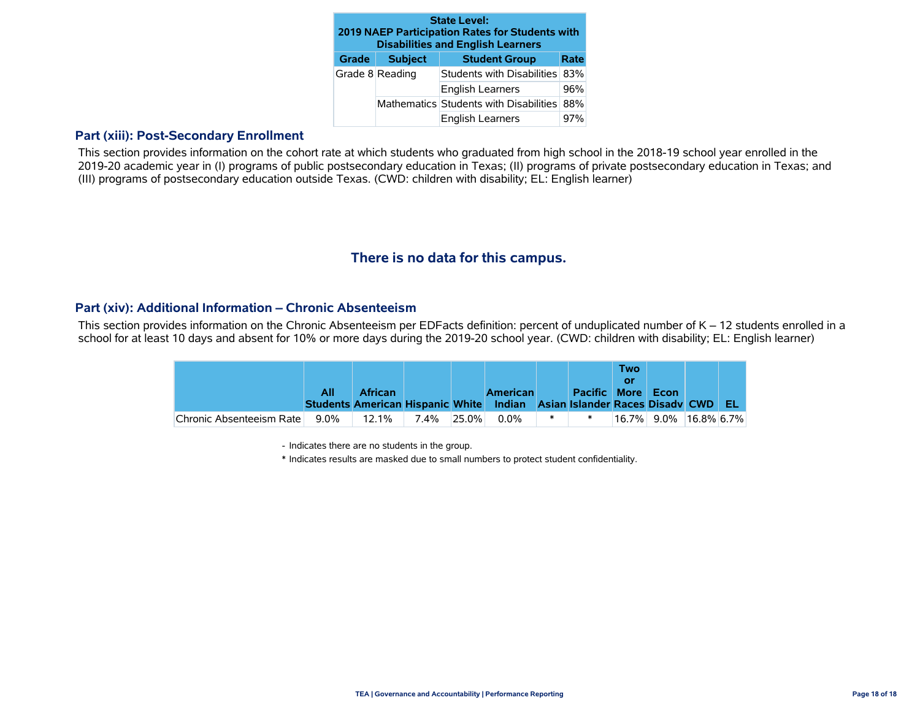| State Level: 2019 NAEP Participation Rates for Students with Disabilities and English Learners | | | |
|---|---|---|---|
| Grade | Subject | Student Group | Rate |
| Grade 8 | Reading | Students with Disabilities | 83% |
| | | English Learners | 96% |
| | Mathematics | Students with Disabilities | 88% |
| | | English Learners | 97% |

## Part (xiii): Post-Secondary Enrollment

This section provides information on the cohort rate at which students who graduated from high school in the 2018-19 school year enrolled in the 2019-20 academic year in (I) programs of public postsecondary education in Texas; (II) programs of private postsecondary education in Texas; and (III) programs of postsecondary education outside Texas. (CWD: children with disability; EL: English learner)

**There is no data for this campus.**

## Part (xiv): Additional Information – Chronic Absenteeism

This section provides information on the Chronic Absenteeism per EDFacts definition: percent of unduplicated number of K – 12 students enrolled in a school for at least 10 days and absent for 10% or more days during the 2019-20 school year. (CWD: children with disability; EL: English learner)

| | All Students | African American | Hispanic | White | American Indian | Asian | Pacific Islander | Two or More Races | Econ Disadv | CWD | EL |
|---|---|---|---|---|---|---|---|---|---|---|---|
| Chronic Absenteeism Rate | 9.0% | 12.1% | 7.4% | 25.0% | 0.0% | * | * | 16.7% | 9.0% | 16.8% | 6.7% |

- Indicates there are no students in the group.

* Indicates results are masked due to small numbers to protect student confidentiality.